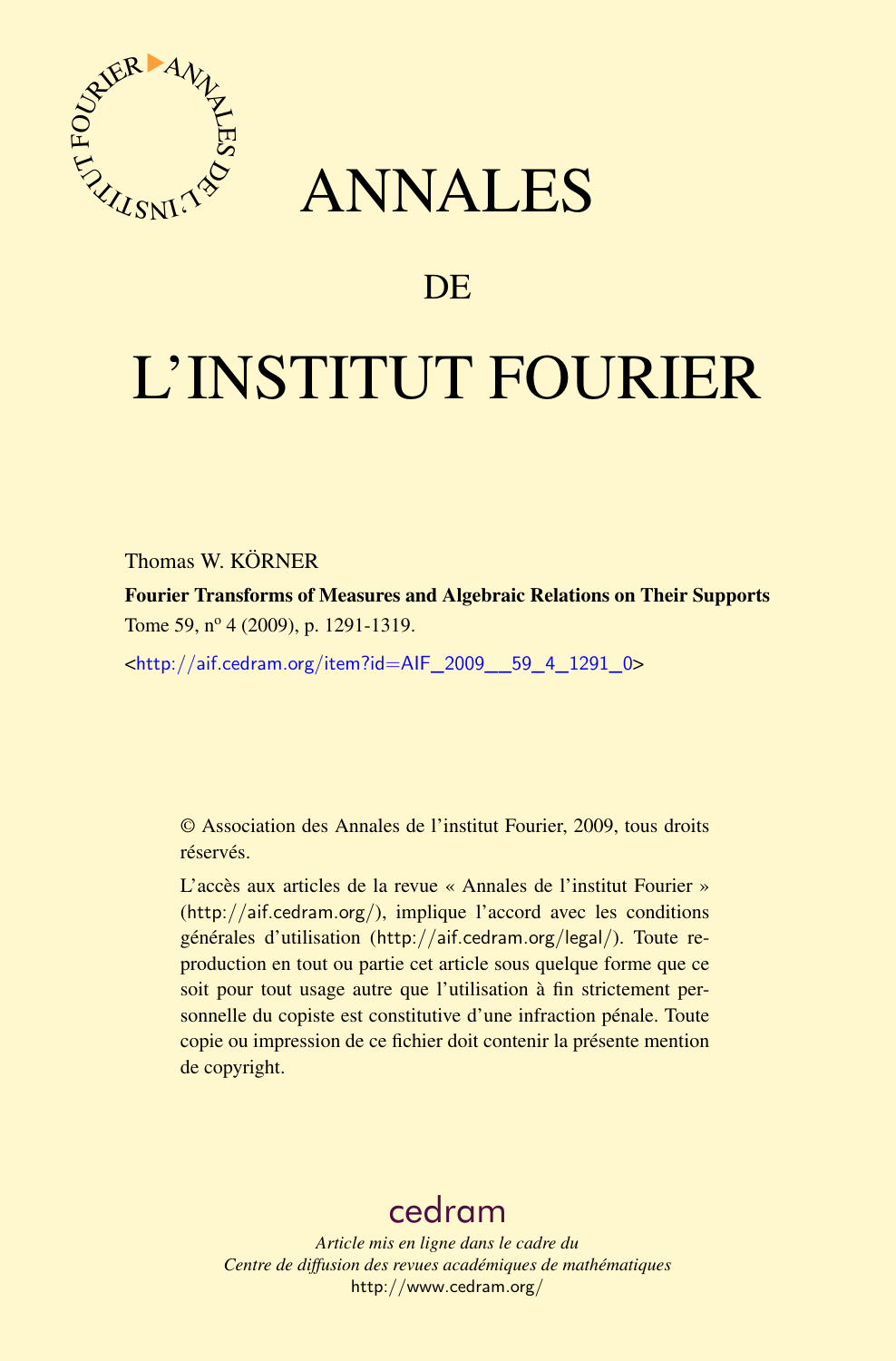# ANNALES

## DE

# L'INSTITUT FOURIER

Thomas W. KÖRNER

**Fourier Transforms of Measures and Algebraic Relations on Their Supports**

Tome 59, nº 4 (2009), p. 1291-1319.

<http://aif.cedram.org/item?id=AIF_2009__59_4_1291_0>

© Association des Annales de l'institut Fourier, 2009, tous droits réservés.

L'accès aux articles de la revue « Annales de l'institut Fourier » (http://aif.cedram.org/), implique l'accord avec les conditions générales d'utilisation (http://aif.cedram.org/legal/). Toute reproduction en tout ou partie cet article sous quelque forme que ce soit pour tout usage autre que l'utilisation à fin strictement personnelle du copiste est constitutive d'une infraction pénale. Toute copie ou impression de ce fichier doit contenir la présente mention de copyright.

cedram

*Article mis en ligne dans le cadre du*
*Centre de diffusion des revues académiques de mathématiques*
http://www.cedram.org/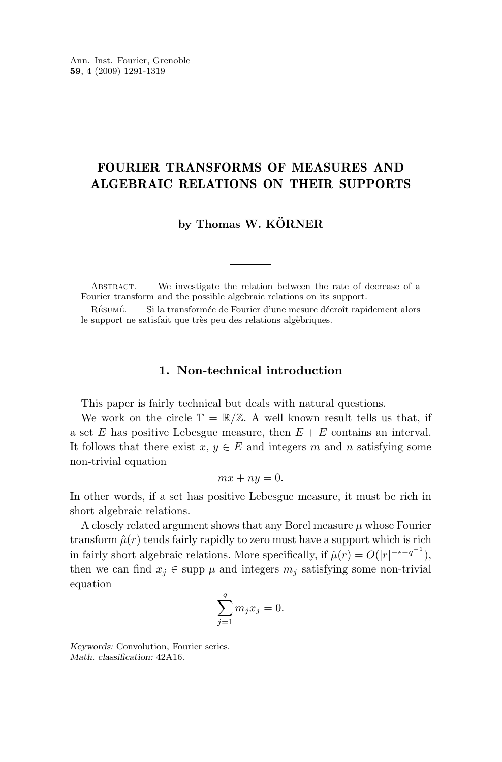# FOURIER TRANSFORMS OF MEASURES AND ALGEBRAIC RELATIONS ON THEIR SUPPORTS

**by Thomas W. KÖRNER**

Abstract. — We investigate the relation between the rate of decrease of a Fourier transform and the possible algebraic relations on its support.

Résumé. — Si la transformée de Fourier d'une mesure décroît rapidement alors le support ne satisfait que très peu des relations algèbriques.

## 1. Non-technical introduction

This paper is fairly technical but deals with natural questions.

We work on the circle $\mathbb{T} = \mathbb{R}/\mathbb{Z}$. A well known result tells us that, if a set $E$ has positive Lebesgue measure, then $E + E$ contains an interval. It follows that there exist $x, y \in E$ and integers $m$ and $n$ satisfying some non-trivial equation

$$mx + ny = 0.$$

In other words, if a set has positive Lebesgue measure, it must be rich in short algebraic relations.

A closely related argument shows that any Borel measure $\mu$ whose Fourier transform $\hat{\mu}(r)$ tends fairly rapidly to zero must have a support which is rich in fairly short algebraic relations. More specifically, if $\hat{\mu}(r) = O(|r|^{-\epsilon - q^{-1}})$, then we can find $x_j \in \operatorname{supp} \mu$ and integers $m_j$ satisfying some non-trivial equation

$$\sum_{j=1}^{q} m_j x_j = 0.$$

*Keywords:* Convolution, Fourier series.
*Math. classification:* 42A16.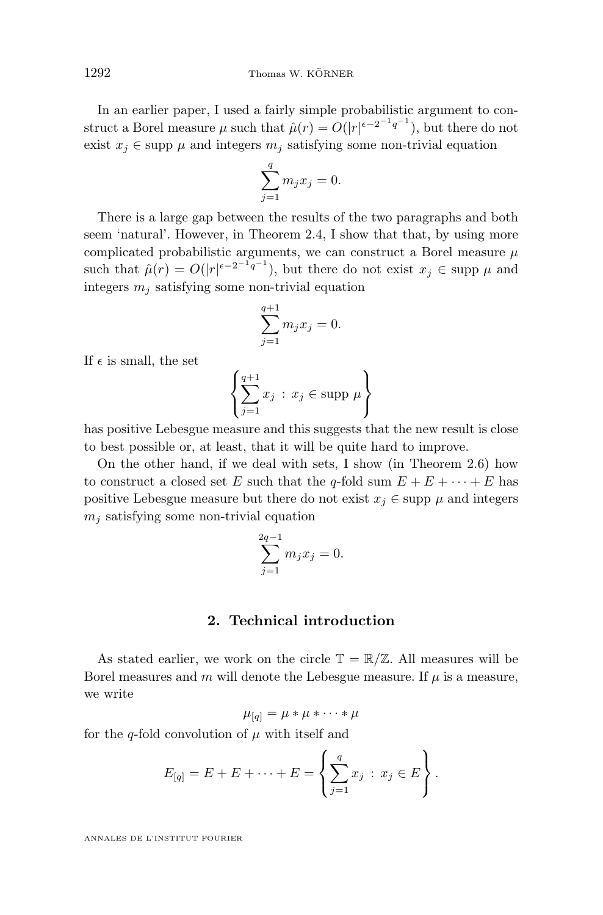In an earlier paper, I used a fairly simple probabilistic argument to construct a Borel measure $\mu$ such that $\hat{\mu}(r) = O(|r|^{\epsilon - 2^{-1}q^{-1}})$, but there do not exist $x_j \in \text{supp } \mu$ and integers $m_j$ satisfying some non-trivial equation

$$\sum_{j=1}^{q} m_j x_j = 0.$$

There is a large gap between the results of the two paragraphs and both seem 'natural'. However, in Theorem 2.4, I show that that, by using more complicated probabilistic arguments, we can construct a Borel measure $\mu$ such that $\hat{\mu}(r) = O(|r|^{\epsilon - 2^{-1}q^{-1}})$, but there do not exist $x_j \in \text{supp } \mu$ and integers $m_j$ satisfying some non-trivial equation

$$\sum_{j=1}^{q+1} m_j x_j = 0.$$

If $\epsilon$ is small, the set

$$\left\{ \sum_{j=1}^{q+1} x_j \;:\; x_j \in \text{supp } \mu \right\}$$

has positive Lebesgue measure and this suggests that the new result is close to best possible or, at least, that it will be quite hard to improve.

On the other hand, if we deal with sets, I show (in Theorem 2.6) how to construct a closed set $E$ such that the $q$-fold sum $E + E + \cdots + E$ has positive Lebesgue measure but there do not exist $x_j \in \text{supp } \mu$ and integers $m_j$ satisfying some non-trivial equation

$$\sum_{j=1}^{2q-1} m_j x_j = 0.$$

## 2. Technical introduction

As stated earlier, we work on the circle $\mathbb{T} = \mathbb{R}/\mathbb{Z}$. All measures will be Borel measures and $m$ will denote the Lebesgue measure. If $\mu$ is a measure, we write

$$\mu_{[q]} = \mu * \mu * \cdots * \mu$$

for the $q$-fold convolution of $\mu$ with itself and

$$E_{[q]} = E + E + \cdots + E = \left\{ \sum_{j=1}^{q} x_j \;:\; x_j \in E \right\}.$$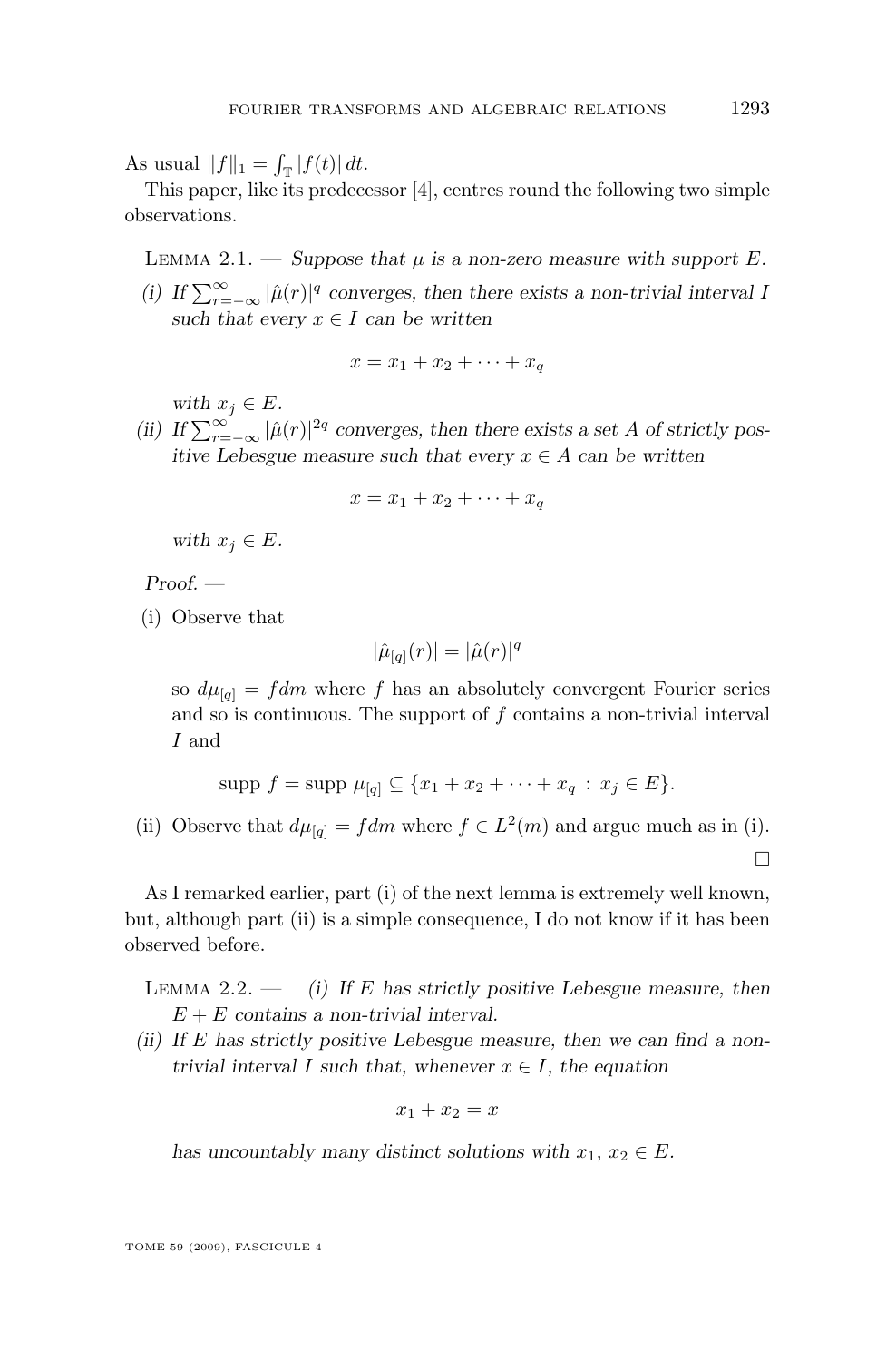As usual $\|f\|_1 = \int_{\mathbb{T}} |f(t)|\, dt$.

This paper, like its predecessor [4], centres round the following two simple observations.

Lemma 2.1. — *Suppose that $\mu$ is a non-zero measure with support $E$.*

*(i) If $\sum_{r=-\infty}^{\infty} |\hat{\mu}(r)|^q$ converges, then there exists a non-trivial interval $I$ such that every $x \in I$ can be written*

$$x = x_1 + x_2 + \cdots + x_q$$

*with $x_j \in E$.*

*(ii) If $\sum_{r=-\infty}^{\infty} |\hat{\mu}(r)|^{2q}$ converges, then there exists a set $A$ of strictly positive Lebesgue measure such that every $x \in A$ can be written*

$$x = x_1 + x_2 + \cdots + x_q$$

*with $x_j \in E$.*

*Proof. —*

(i) Observe that

$$|\hat{\mu}_{[q]}(r)| = |\hat{\mu}(r)|^q$$

so $d\mu_{[q]} = f dm$ where $f$ has an absolutely convergent Fourier series and so is continuous. The support of $f$ contains a non-trivial interval $I$ and

$$\text{supp } f = \text{supp } \mu_{[q]} \subseteq \{x_1 + x_2 + \cdots + x_q \,:\, x_j \in E\}.$$

(ii) Observe that $d\mu_{[q]} = f dm$ where $f \in L^2(m)$ and argue much as in (i).

□

As I remarked earlier, part (i) of the next lemma is extremely well known, but, although part (ii) is a simple consequence, I do not know if it has been observed before.

Lemma 2.2. — *(i) If $E$ has strictly positive Lebesgue measure, then $E + E$ contains a non-trivial interval.*

*(ii) If $E$ has strictly positive Lebesgue measure, then we can find a non-trivial interval $I$ such that, whenever $x \in I$, the equation*

$$x_1 + x_2 = x$$

*has uncountably many distinct solutions with $x_1, x_2 \in E$.*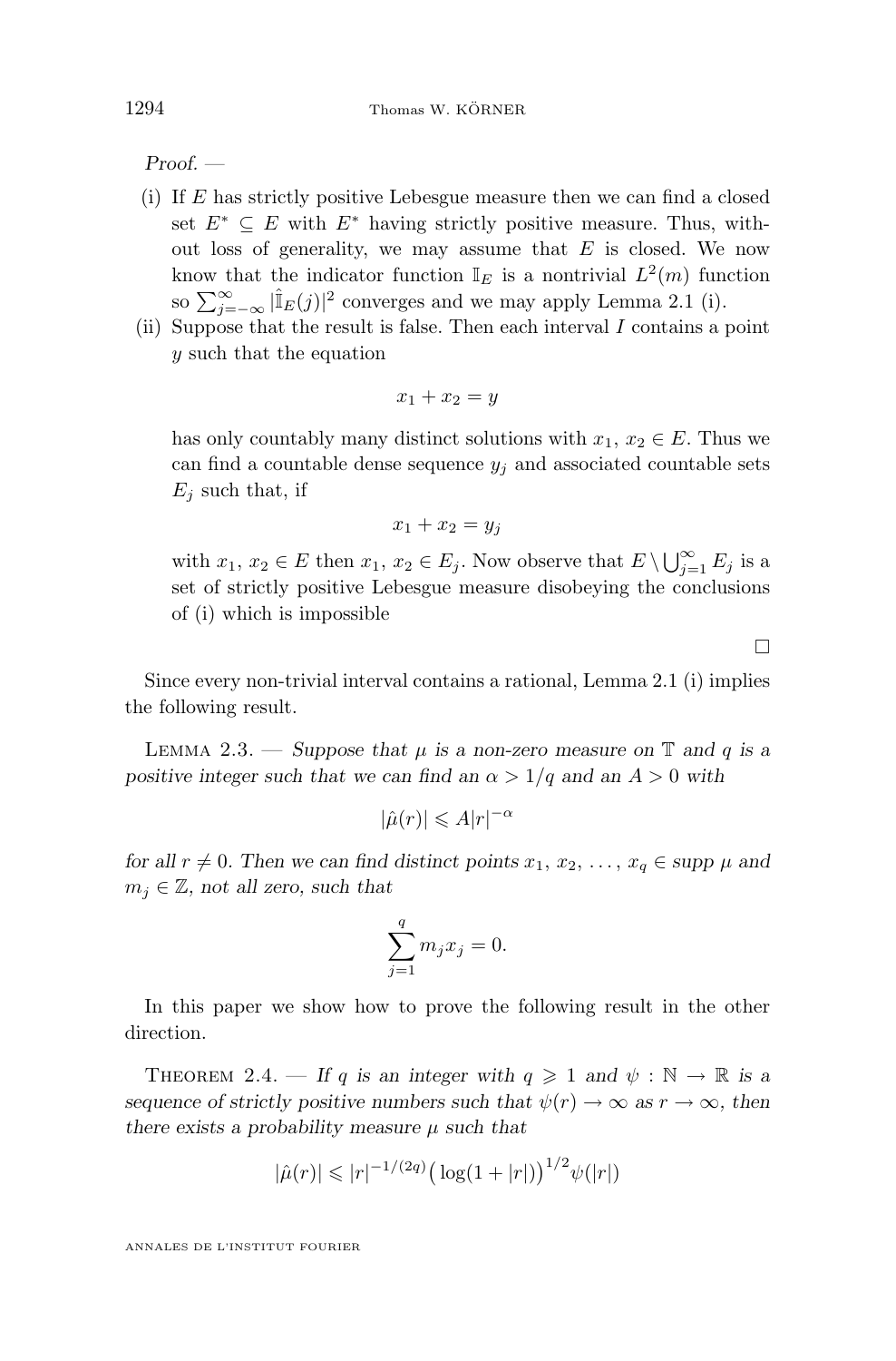*Proof.* —

(i) If $E$ has strictly positive Lebesgue measure then we can find a closed set $E^* \subseteq E$ with $E^*$ having strictly positive measure. Thus, without loss of generality, we may assume that $E$ is closed. We now know that the indicator function $\mathbb{I}_E$ is a nontrivial $L^2(m)$ function so $\sum_{j=-\infty}^{\infty} |\hat{\mathbb{I}}_E(j)|^2$ converges and we may apply Lemma 2.1 (i).

(ii) Suppose that the result is false. Then each interval $I$ contains a point $y$ such that the equation

$$x_1 + x_2 = y$$

has only countably many distinct solutions with $x_1, x_2 \in E$. Thus we can find a countable dense sequence $y_j$ and associated countable sets $E_j$ such that, if

$$x_1 + x_2 = y_j$$

with $x_1, x_2 \in E$ then $x_1, x_2 \in E_j$. Now observe that $E \setminus \bigcup_{j=1}^{\infty} E_j$ is a set of strictly positive Lebesgue measure disobeying the conclusions of (i) which is impossible

□

Since every non-trivial interval contains a rational, Lemma 2.1 (i) implies the following result.

Lemma 2.3. — *Suppose that $\mu$ is a non-zero measure on $\mathbb{T}$ and $q$ is a positive integer such that we can find an $\alpha > 1/q$ and an $A > 0$ with*

$$|\hat{\mu}(r)| \leqslant A|r|^{-\alpha}$$

*for all $r \neq 0$. Then we can find distinct points $x_1, x_2, \ldots, x_q \in supp\ \mu$ and $m_j \in \mathbb{Z}$, not all zero, such that*

$$\sum_{j=1}^{q} m_j x_j = 0.$$

In this paper we show how to prove the following result in the other direction.

Theorem 2.4. — *If $q$ is an integer with $q \geqslant 1$ and $\psi : \mathbb{N} \to \mathbb{R}$ is a sequence of strictly positive numbers such that $\psi(r) \to \infty$ as $r \to \infty$, then there exists a probability measure $\mu$ such that*

$$|\hat{\mu}(r)| \leqslant |r|^{-1/(2q)} \big(\log(1 + |r|)\big)^{1/2} \psi(|r|)$$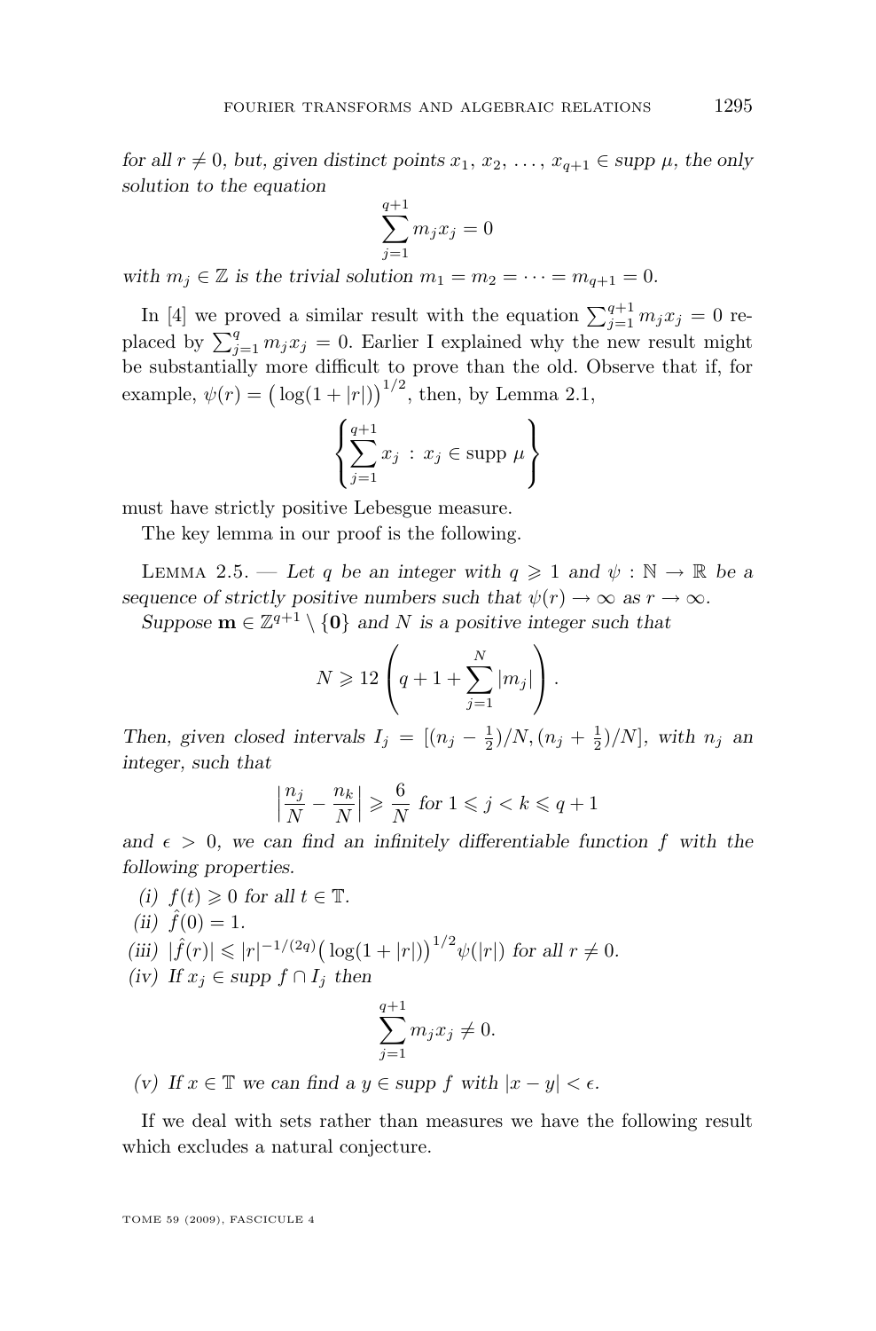*for all $r \neq 0$, but, given distinct points $x_1, x_2, \ldots, x_{q+1} \in$ supp $\mu$, the only solution to the equation*

$$\sum_{j=1}^{q+1} m_j x_j = 0$$

*with $m_j \in \mathbb{Z}$ is the trivial solution $m_1 = m_2 = \cdots = m_{q+1} = 0$.*

In [4] we proved a similar result with the equation $\sum_{j=1}^{q+1} m_j x_j = 0$ replaced by $\sum_{j=1}^{q} m_j x_j = 0$. Earlier I explained why the new result might be substantially more difficult to prove than the old. Observe that if, for example, $\psi(r) = \big(\log(1+|r|)\big)^{1/2}$, then, by Lemma 2.1,

$$\left\{ \sum_{j=1}^{q+1} x_j \,:\, x_j \in \text{supp } \mu \right\}$$

must have strictly positive Lebesgue measure.

The key lemma in our proof is the following.

Lemma 2.5. — *Let $q$ be an integer with $q \geqslant 1$ and $\psi : \mathbb{N} \to \mathbb{R}$ be a sequence of strictly positive numbers such that $\psi(r) \to \infty$ as $r \to \infty$.*

*Suppose $\mathbf{m} \in \mathbb{Z}^{q+1} \setminus \{\mathbf{0}\}$ and $N$ is a positive integer such that*

$$N \geqslant 12 \left( q + 1 + \sum_{j=1}^{N} |m_j| \right).$$

*Then, given closed intervals $I_j = [(n_j - \frac{1}{2})/N, (n_j + \frac{1}{2})/N]$, with $n_j$ an integer, such that*

$$\left| \frac{n_j}{N} - \frac{n_k}{N} \right| \geqslant \frac{6}{N} \text{ for } 1 \leqslant j < k \leqslant q+1$$

*and $\epsilon > 0$, we can find an infinitely differentiable function $f$ with the following properties.*

*(i)* $f(t) \geqslant 0$ *for all* $t \in \mathbb{T}$.

*(ii)* $\hat{f}(0) = 1$.

*(iii)* $|\hat{f}(r)| \leqslant |r|^{-1/(2q)} \big(\log(1+|r|)\big)^{1/2} \psi(|r|)$ *for all* $r \neq 0$.

*(iv) If $x_j \in$ supp $f \cap I_j$ then*

$$\sum_{j=1}^{q+1} m_j x_j \neq 0.$$

*(v) If $x \in \mathbb{T}$ we can find a $y \in$ supp $f$ with $|x - y| < \epsilon$.*

If we deal with sets rather than measures we have the following result which excludes a natural conjecture.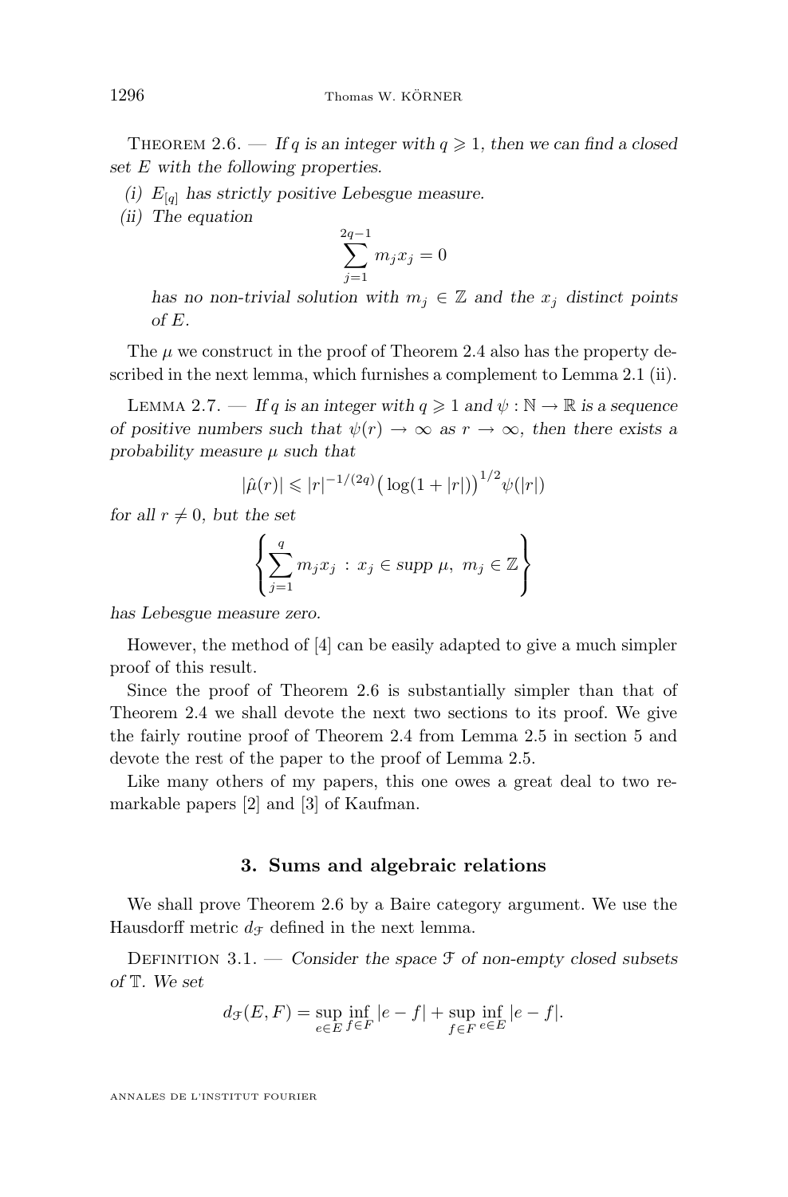Theorem 2.6. — *If $q$ is an integer with $q \geqslant 1$, then we can find a closed set $E$ with the following properties.*

*(i) $E_{[q]}$ has strictly positive Lebesgue measure.*

*(ii) The equation*

$$\sum_{j=1}^{2q-1} m_j x_j = 0$$

*has no non-trivial solution with $m_j \in \mathbb{Z}$ and the $x_j$ distinct points of $E$.*

The $\mu$ we construct in the proof of Theorem 2.4 also has the property described in the next lemma, which furnishes a complement to Lemma 2.1 (ii).

Lemma 2.7. — *If $q$ is an integer with $q \geqslant 1$ and $\psi : \mathbb{N} \to \mathbb{R}$ is a sequence of positive numbers such that $\psi(r) \to \infty$ as $r \to \infty$, then there exists a probability measure $\mu$ such that*

$$|\hat{\mu}(r)| \leqslant |r|^{-1/(2q)} \big(\log(1+|r|)\big)^{1/2} \psi(|r|)$$

*for all $r \neq 0$, but the set*

$$\left\{ \sum_{j=1}^{q} m_j x_j \,:\, x_j \in supp\ \mu,\ m_j \in \mathbb{Z} \right\}$$

*has Lebesgue measure zero.*

However, the method of [4] can be easily adapted to give a much simpler proof of this result.

Since the proof of Theorem 2.6 is substantially simpler than that of Theorem 2.4 we shall devote the next two sections to its proof. We give the fairly routine proof of Theorem 2.4 from Lemma 2.5 in section 5 and devote the rest of the paper to the proof of Lemma 2.5.

Like many others of my papers, this one owes a great deal to two remarkable papers [2] and [3] of Kaufman.

## 3. Sums and algebraic relations

We shall prove Theorem 2.6 by a Baire category argument. We use the Hausdorff metric $d_{\mathcal{F}}$ defined in the next lemma.

Definition 3.1. — *Consider the space $\mathcal{F}$ of non-empty closed subsets of $\mathbb{T}$. We set*

$$d_{\mathcal{F}}(E,F) = \sup_{e \in E} \inf_{f \in F} |e - f| + \sup_{f \in F} \inf_{e \in E} |e - f|.$$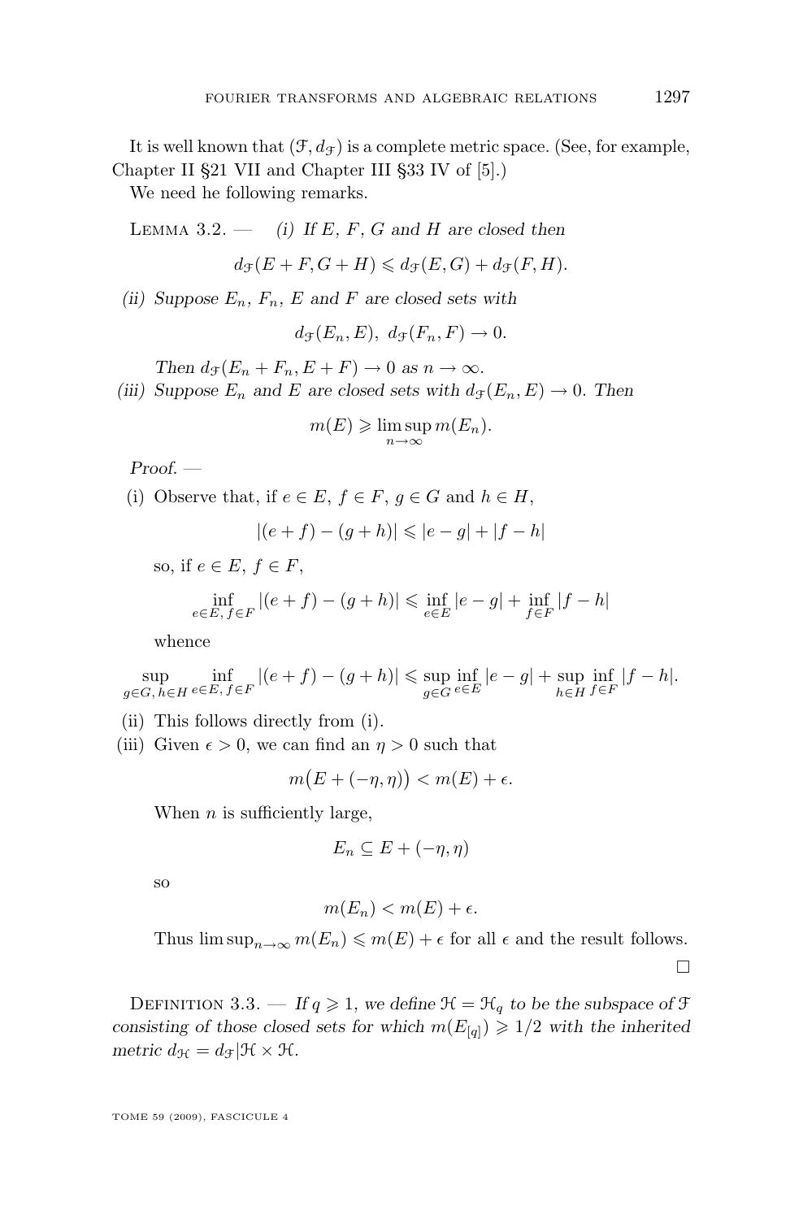It is well known that $(\mathcal{F}, d_{\mathcal{F}})$ is a complete metric space. (See, for example, Chapter II §21 VII and Chapter III §33 IV of [5].)

We need he following remarks.

Lemma 3.2. — *(i) If $E$, $F$, $G$ and $H$ are closed then*

$$d_{\mathcal{F}}(E + F, G + H) \leqslant d_{\mathcal{F}}(E, G) + d_{\mathcal{F}}(F, H).$$

*(ii) Suppose $E_n$, $F_n$, $E$ and $F$ are closed sets with*

$$d_{\mathcal{F}}(E_n, E),\ d_{\mathcal{F}}(F_n, F) \to 0.$$

*Then $d_{\mathcal{F}}(E_n + F_n, E + F) \to 0$ as $n \to \infty$.*

*(iii) Suppose $E_n$ and $E$ are closed sets with $d_{\mathcal{F}}(E_n, E) \to 0$. Then*

$$m(E) \geqslant \limsup_{n\to\infty} m(E_n).$$

*Proof.* —

(i) Observe that, if $e \in E$, $f \in F$, $g \in G$ and $h \in H$,

$$|(e + f) - (g + h)| \leqslant |e - g| + |f - h|$$

so, if $e \in E$, $f \in F$,

$$\inf_{e\in E,\, f\in F} |(e + f) - (g + h)| \leqslant \inf_{e\in E} |e - g| + \inf_{f\in F} |f - h|$$

whence

$$\sup_{g\in G,\, h\in H} \inf_{e\in E,\, f\in F} |(e + f) - (g + h)| \leqslant \sup_{g\in G} \inf_{e\in E} |e - g| + \sup_{h\in H} \inf_{f\in F} |f - h|.$$

(ii) This follows directly from (i).

(iii) Given $\epsilon > 0$, we can find an $\eta > 0$ such that

$$m\big(E + (-\eta, \eta)\big) < m(E) + \epsilon.$$

When $n$ is sufficiently large,

$$E_n \subseteq E + (-\eta, \eta)$$

so

$$m(E_n) < m(E) + \epsilon.$$

Thus $\limsup_{n\to\infty} m(E_n) \leqslant m(E) + \epsilon$ for all $\epsilon$ and the result follows. □

Definition 3.3. — *If $q \geqslant 1$, we define $\mathcal{H} = \mathcal{H}_q$ to be the subspace of $\mathcal{F}$ consisting of those closed sets for which $m(E_{[q]}) \geqslant 1/2$ with the inherited metric $d_{\mathcal{H}} = d_{\mathcal{F}}|\mathcal{H} \times \mathcal{H}$.*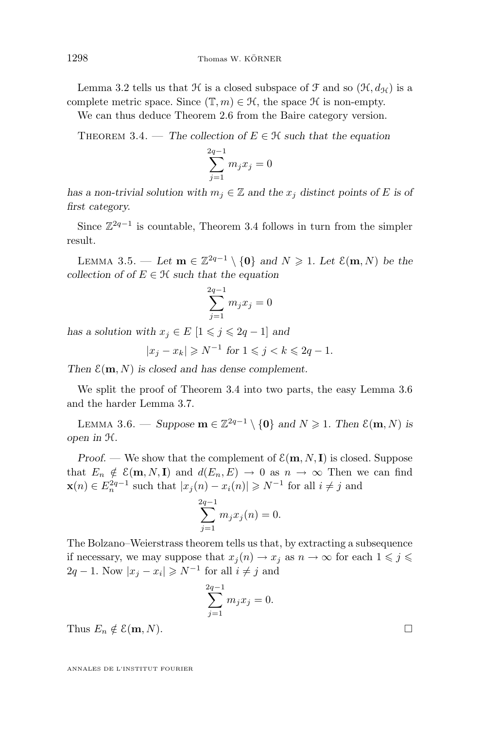Lemma 3.2 tells us that $\mathcal{H}$ is a closed subspace of $\mathcal{F}$ and so $(\mathcal{H}, d_{\mathcal{H}})$ is a complete metric space. Since $(\mathbb{T}, m) \in \mathcal{H}$, the space $\mathcal{H}$ is non-empty.

We can thus deduce Theorem 2.6 from the Baire category version.

Theorem 3.4. — *The collection of $E \in \mathcal{H}$ such that the equation*

$$\sum_{j=1}^{2q-1} m_j x_j = 0$$

*has a non-trivial solution with $m_j \in \mathbb{Z}$ and the $x_j$ distinct points of $E$ is of first category.*

Since $\mathbb{Z}^{2q-1}$ is countable, Theorem 3.4 follows in turn from the simpler result.

Lemma 3.5. — *Let $\mathbf{m} \in \mathbb{Z}^{2q-1} \setminus \{\mathbf{0}\}$ and $N \geqslant 1$. Let $\mathcal{E}(\mathbf{m}, N)$ be the collection of of $E \in \mathcal{H}$ such that the equation*

$$\sum_{j=1}^{2q-1} m_j x_j = 0$$

*has a solution with $x_j \in E$ $[1 \leqslant j \leqslant 2q-1]$ and*

$$|x_j - x_k| \geqslant N^{-1} \text{ for } 1 \leqslant j < k \leqslant 2q-1.$$

*Then $\mathcal{E}(\mathbf{m}, N)$ is closed and has dense complement.*

We split the proof of Theorem 3.4 into two parts, the easy Lemma 3.6 and the harder Lemma 3.7.

Lemma 3.6. — *Suppose $\mathbf{m} \in \mathbb{Z}^{2q-1} \setminus \{\mathbf{0}\}$ and $N \geqslant 1$. Then $\mathcal{E}(\mathbf{m}, N)$ is open in $\mathcal{H}$.*

*Proof.* — We show that the complement of $\mathcal{E}(\mathbf{m}, N, \mathbf{I})$ is closed. Suppose that $E_n \notin \mathcal{E}(\mathbf{m}, N, \mathbf{I})$ and $d(E_n, E) \to 0$ as $n \to \infty$ Then we can find $\mathbf{x}(n) \in E_n^{2q-1}$ such that $|x_j(n) - x_i(n)| \geqslant N^{-1}$ for all $i \neq j$ and

$$\sum_{j=1}^{2q-1} m_j x_j(n) = 0.$$

The Bolzano–Weierstrass theorem tells us that, by extracting a subsequence if necessary, we may suppose that $x_j(n) \to x_j$ as $n \to \infty$ for each $1 \leqslant j \leqslant 2q-1$. Now $|x_j - x_i| \geqslant N^{-1}$ for all $i \neq j$ and

$$\sum_{j=1}^{2q-1} m_j x_j = 0.$$

Thus $E_n \notin \mathcal{E}(\mathbf{m}, N)$. □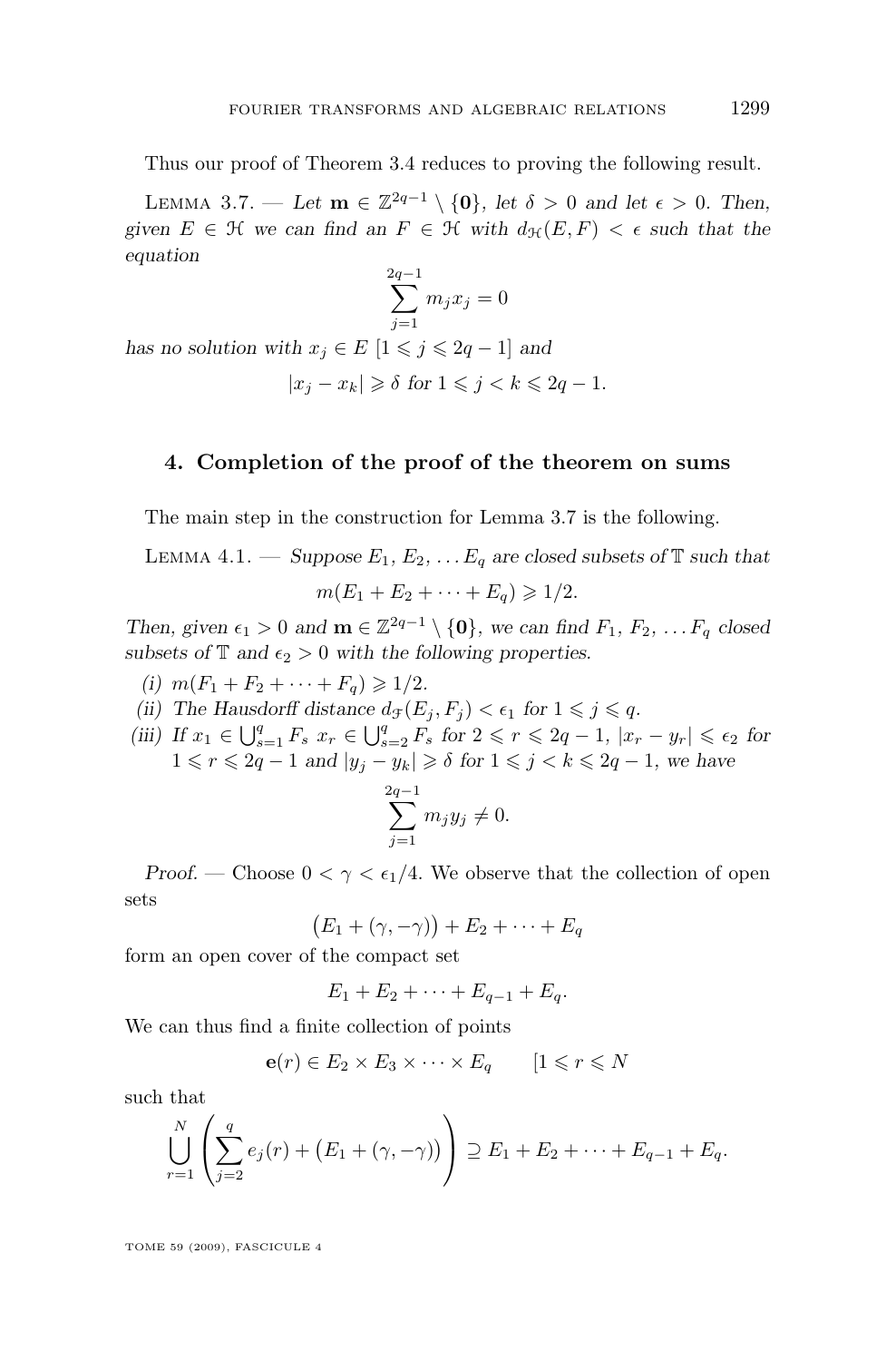Thus our proof of Theorem 3.4 reduces to proving the following result.

Lemma 3.7. — *Let* $\mathbf{m} \in \mathbb{Z}^{2q-1} \setminus \{\mathbf{0}\}$, *let* $\delta > 0$ *and let* $\epsilon > 0$. *Then, given* $E \in \mathcal{H}$ *we can find an* $F \in \mathcal{H}$ *with* $d_{\mathcal{H}}(E, F) < \epsilon$ *such that the equation*

$$\sum_{j=1}^{2q-1} m_j x_j = 0$$

*has no solution with* $x_j \in E$ $[1 \leqslant j \leqslant 2q-1]$ *and*

$$|x_j - x_k| \geqslant \delta \text{ for } 1 \leqslant j < k \leqslant 2q-1.$$

## 4. Completion of the proof of the theorem on sums

The main step in the construction for Lemma 3.7 is the following.

Lemma 4.1. — *Suppose* $E_1, E_2, \ldots E_q$ *are closed subsets of* $\mathbb{T}$ *such that*

$$m(E_1 + E_2 + \cdots + E_q) \geqslant 1/2.$$

*Then, given* $\epsilon_1 > 0$ *and* $\mathbf{m} \in \mathbb{Z}^{2q-1} \setminus \{\mathbf{0}\}$, *we can find* $F_1, F_2, \ldots F_q$ *closed subsets of* $\mathbb{T}$ *and* $\epsilon_2 > 0$ *with the following properties.*

(i) $m(F_1 + F_2 + \cdots + F_q) \geqslant 1/2$.

(ii) *The Hausdorff distance* $d_{\mathcal{F}}(E_j, F_j) < \epsilon_1$ *for* $1 \leqslant j \leqslant q$.

(iii) *If* $x_1 \in \bigcup_{s=1}^{q} F_s$ $x_r \in \bigcup_{s=2}^{q} F_s$ *for* $2 \leqslant r \leqslant 2q-1$, $|x_r - y_r| \leqslant \epsilon_2$ *for* $1 \leqslant r \leqslant 2q-1$ *and* $|y_j - y_k| \geqslant \delta$ *for* $1 \leqslant j < k \leqslant 2q-1$, *we have*

$$\sum_{j=1}^{2q-1} m_j y_j \neq 0.$$

*Proof.* — Choose $0 < \gamma < \epsilon_1/4$. We observe that the collection of open sets

$$\big(E_1 + (\gamma, -\gamma)\big) + E_2 + \cdots + E_q$$

form an open cover of the compact set

$$E_1 + E_2 + \cdots + E_{q-1} + E_q.$$

We can thus find a finite collection of points

$$\mathbf{e}(r) \in E_2 \times E_3 \times \cdots \times E_q \qquad [1 \leqslant r \leqslant N$$

such that

$$\bigcup_{r=1}^{N} \left( \sum_{j=2}^{q} e_j(r) + \big(E_1 + (\gamma, -\gamma)\big) \right) \supseteq E_1 + E_2 + \cdots + E_{q-1} + E_q.$$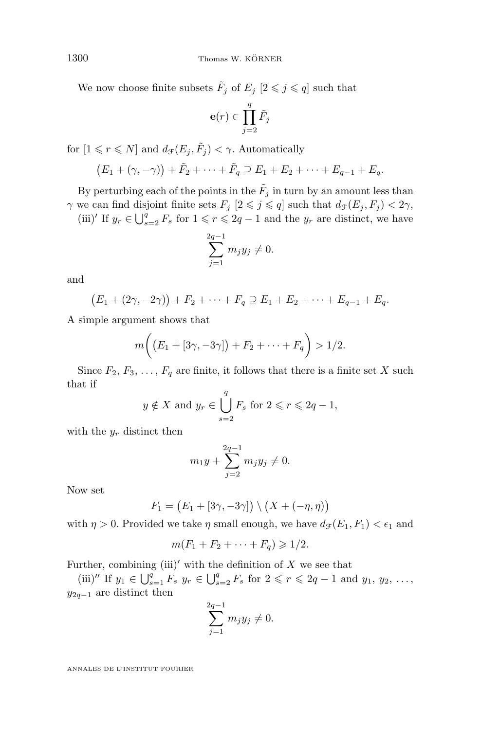We now choose finite subsets $\tilde{F}_j$ of $E_j$ $[2 \leqslant j \leqslant q]$ such that

$$\mathbf{e}(r) \in \prod_{j=2}^{q} \tilde{F}_j$$

for $[1 \leqslant r \leqslant N]$ and $d_{\mathcal{F}}(E_j, \tilde{F}_j) < \gamma$. Automatically

$$\big(E_1 + (\gamma, -\gamma)\big) + \tilde{F}_2 + \cdots + \tilde{F}_q \supseteq E_1 + E_2 + \cdots + E_{q-1} + E_q.$$

By perturbing each of the points in the $\tilde{F}_j$ in turn by an amount less than $\gamma$ we can find disjoint finite sets $F_j$ $[2 \leqslant j \leqslant q]$ such that $d_{\mathcal{F}}(E_j, F_j) < 2\gamma$,

(iii)$'$ If $y_r \in \bigcup_{s=2}^{q} F_s$ for $1 \leqslant r \leqslant 2q-1$ and the $y_r$ are distinct, we have

$$\sum_{j=1}^{2q-1} m_j y_j \neq 0.$$

and

$$\big(E_1 + (2\gamma, -2\gamma)\big) + F_2 + \cdots + F_q \supseteq E_1 + E_2 + \cdots + E_{q-1} + E_q.$$

A simple argument shows that

$$m\Big(\big(E_1 + [3\gamma, -3\gamma]\big) + F_2 + \cdots + F_q\Big) > 1/2.$$

Since $F_2, F_3, \ldots, F_q$ are finite, it follows that there is a finite set $X$ such that if

$$y \notin X \text{ and } y_r \in \bigcup_{s=2}^{q} F_s \text{ for } 2 \leqslant r \leqslant 2q-1,$$

with the $y_r$ distinct then

$$m_1 y + \sum_{j=2}^{2q-1} m_j y_j \neq 0.$$

Now set

$$F_1 = \big(E_1 + [3\gamma, -3\gamma]\big) \setminus \big(X + (-\eta, \eta)\big)$$

with $\eta > 0$. Provided we take $\eta$ small enough, we have $d_{\mathcal{F}}(E_1, F_1) < \epsilon_1$ and

$$m(F_1 + F_2 + \cdots + F_q) \geqslant 1/2.$$

Further, combining (iii)$'$ with the definition of $X$ we see that

(iii)$''$ If $y_1 \in \bigcup_{s=1}^{q} F_s$ $y_r \in \bigcup_{s=2}^{q} F_s$ for $2 \leqslant r \leqslant 2q-1$ and $y_1, y_2, \ldots, y_{2q-1}$ are distinct then

$$\sum_{j=1}^{2q-1} m_j y_j \neq 0.$$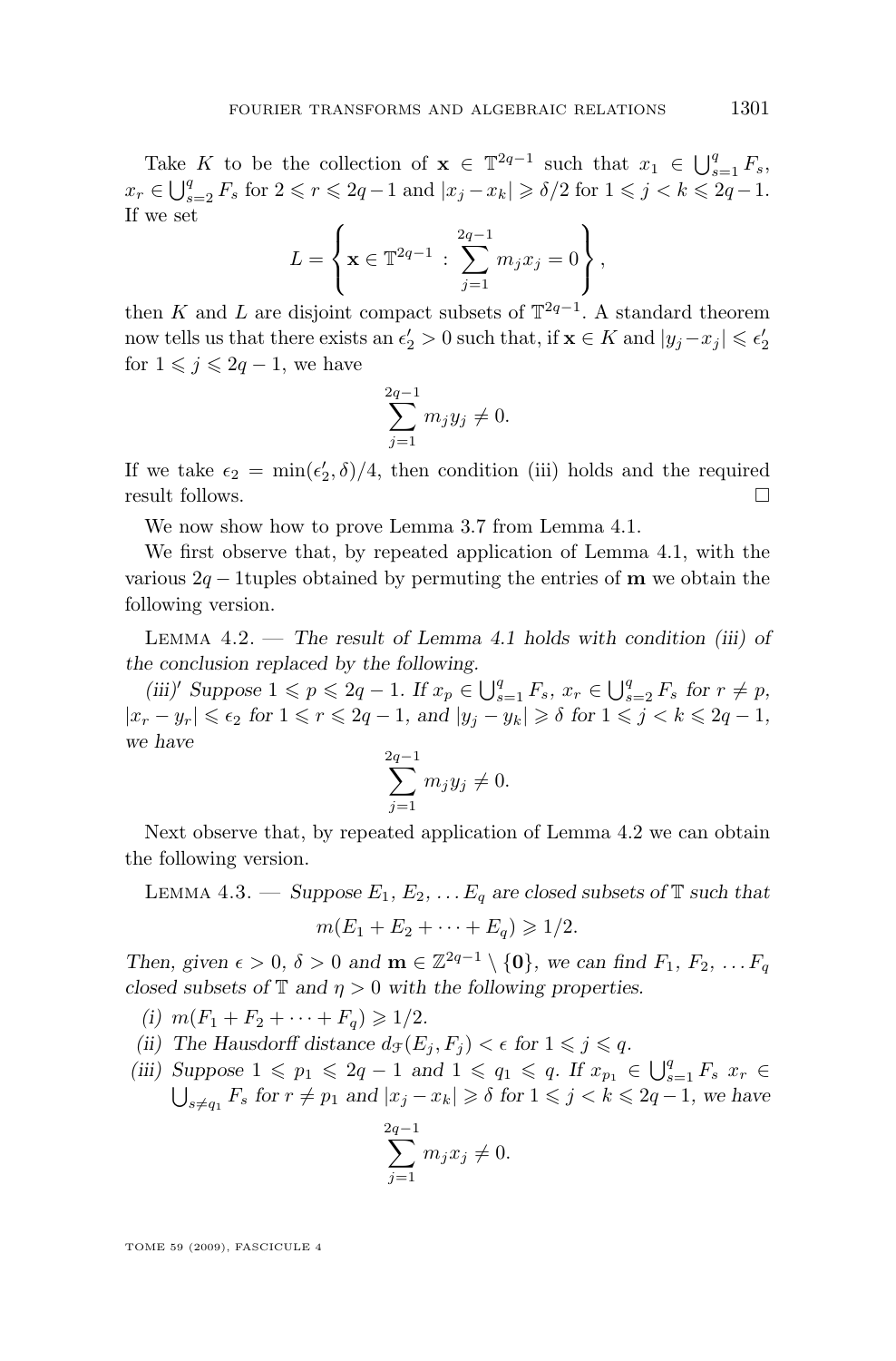Take $K$ to be the collection of $\mathbf{x} \in \mathbb{T}^{2q-1}$ such that $x_1 \in \bigcup_{s=1}^{q} F_s$, $x_r \in \bigcup_{s=2}^{q} F_s$ for $2 \leqslant r \leqslant 2q-1$ and $|x_j - x_k| \geqslant \delta/2$ for $1 \leqslant j < k \leqslant 2q-1$. If we set

$$L = \left\{ \mathbf{x} \in \mathbb{T}^{2q-1} \, : \, \sum_{j=1}^{2q-1} m_j x_j = 0 \right\},$$

then $K$ and $L$ are disjoint compact subsets of $\mathbb{T}^{2q-1}$. A standard theorem now tells us that there exists an $\epsilon_2' > 0$ such that, if $\mathbf{x} \in K$ and $|y_j - x_j| \leqslant \epsilon_2'$ for $1 \leqslant j \leqslant 2q-1$, we have

$$\sum_{j=1}^{2q-1} m_j y_j \neq 0.$$

If we take $\epsilon_2 = \min(\epsilon_2', \delta)/4$, then condition (iii) holds and the required result follows. $\square$

We now show how to prove Lemma 3.7 from Lemma 4.1.

We first observe that, by repeated application of Lemma 4.1, with the various $2q-1$tuples obtained by permuting the entries of $\mathbf{m}$ we obtain the following version.

Lemma 4.2. — *The result of Lemma 4.1 holds with condition (iii) of the conclusion replaced by the following.*

*(iii)′ Suppose $1 \leqslant p \leqslant 2q-1$. If $x_p \in \bigcup_{s=1}^{q} F_s$, $x_r \in \bigcup_{s=2}^{q} F_s$ for $r \neq p$, $|x_r - y_r| \leqslant \epsilon_2$ for $1 \leqslant r \leqslant 2q-1$, and $|y_j - y_k| \geqslant \delta$ for $1 \leqslant j < k \leqslant 2q-1$, we have*

$$\sum_{j=1}^{2q-1} m_j y_j \neq 0.$$

Next observe that, by repeated application of Lemma 4.2 we can obtain the following version.

Lemma 4.3. — *Suppose $E_1, E_2, \dots E_q$ are closed subsets of $\mathbb{T}$ such that*

$$m(E_1 + E_2 + \cdots + E_q) \geqslant 1/2.$$

*Then, given $\epsilon > 0$, $\delta > 0$ and $\mathbf{m} \in \mathbb{Z}^{2q-1} \setminus \{\mathbf{0}\}$, we can find $F_1, F_2, \dots F_q$ closed subsets of $\mathbb{T}$ and $\eta > 0$ with the following properties.*

- *(i) $m(F_1 + F_2 + \cdots + F_q) \geqslant 1/2$.*
- *(ii) The Hausdorff distance $d_{\mathcal{F}}(E_j, F_j) < \epsilon$ for $1 \leqslant j \leqslant q$.*
- *(iii) Suppose $1 \leqslant p_1 \leqslant 2q-1$ and $1 \leqslant q_1 \leqslant q$. If $x_{p_1} \in \bigcup_{s=1}^{q} F_s$ $x_r \in \bigcup_{s \neq q_1} F_s$ for $r \neq p_1$ and $|x_j - x_k| \geqslant \delta$ for $1 \leqslant j < k \leqslant 2q-1$, we have*

$$\sum_{j=1}^{2q-1} m_j x_j \neq 0.$$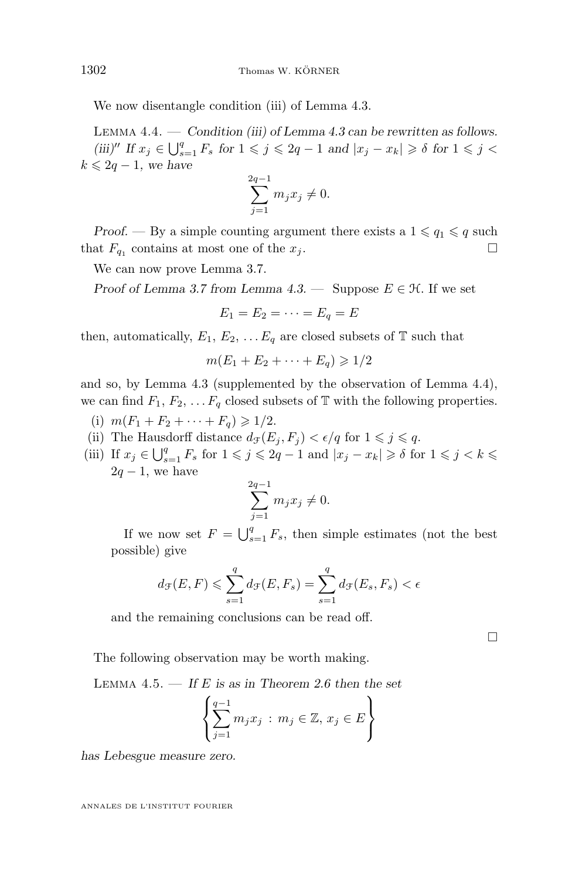We now disentangle condition (iii) of Lemma 4.3.

Lemma 4.4. — *Condition (iii) of Lemma 4.3 can be rewritten as follows.*
*(iii)″ If $x_j \in \bigcup_{s=1}^{q} F_s$ for $1 \leqslant j \leqslant 2q-1$ and $|x_j - x_k| \geqslant \delta$ for $1 \leqslant j < k \leqslant 2q-1$, we have*

$$\sum_{j=1}^{2q-1} m_j x_j \neq 0.$$

*Proof.* — By a simple counting argument there exists a $1 \leqslant q_1 \leqslant q$ such that $F_{q_1}$ contains at most one of the $x_j$. □

We can now prove Lemma 3.7.

*Proof of Lemma 3.7 from Lemma 4.3.* — Suppose $E \in \mathcal{H}$. If we set

$$E_1 = E_2 = \cdots = E_q = E$$

then, automatically, $E_1$, $E_2$, $\ldots E_q$ are closed subsets of $\mathbb{T}$ such that

$$m(E_1 + E_2 + \cdots + E_q) \geqslant 1/2$$

and so, by Lemma 4.3 (supplemented by the observation of Lemma 4.4), we can find $F_1$, $F_2$, $\ldots F_q$ closed subsets of $\mathbb{T}$ with the following properties.

(i) $m(F_1 + F_2 + \cdots + F_q) \geqslant 1/2$.

(ii) The Hausdorff distance $d_{\mathcal{F}}(E_j, F_j) < \epsilon/q$ for $1 \leqslant j \leqslant q$.

(iii) If $x_j \in \bigcup_{s=1}^{q} F_s$ for $1 \leqslant j \leqslant 2q-1$ and $|x_j - x_k| \geqslant \delta$ for $1 \leqslant j < k \leqslant 2q-1$, we have

$$\sum_{j=1}^{2q-1} m_j x_j \neq 0.$$

If we now set $F = \bigcup_{s=1}^{q} F_s$, then simple estimates (not the best possible) give

$$d_{\mathcal{F}}(E, F) \leqslant \sum_{s=1}^{q} d_{\mathcal{F}}(E, F_s) = \sum_{s=1}^{q} d_{\mathcal{F}}(E_s, F_s) < \epsilon$$

and the remaining conclusions can be read off.

□

The following observation may be worth making.

Lemma 4.5. — *If $E$ is as in Theorem 2.6 then the set*

$$\left\{ \sum_{j=1}^{q-1} m_j x_j \,:\, m_j \in \mathbb{Z},\, x_j \in E \right\}$$

*has Lebesgue measure zero.*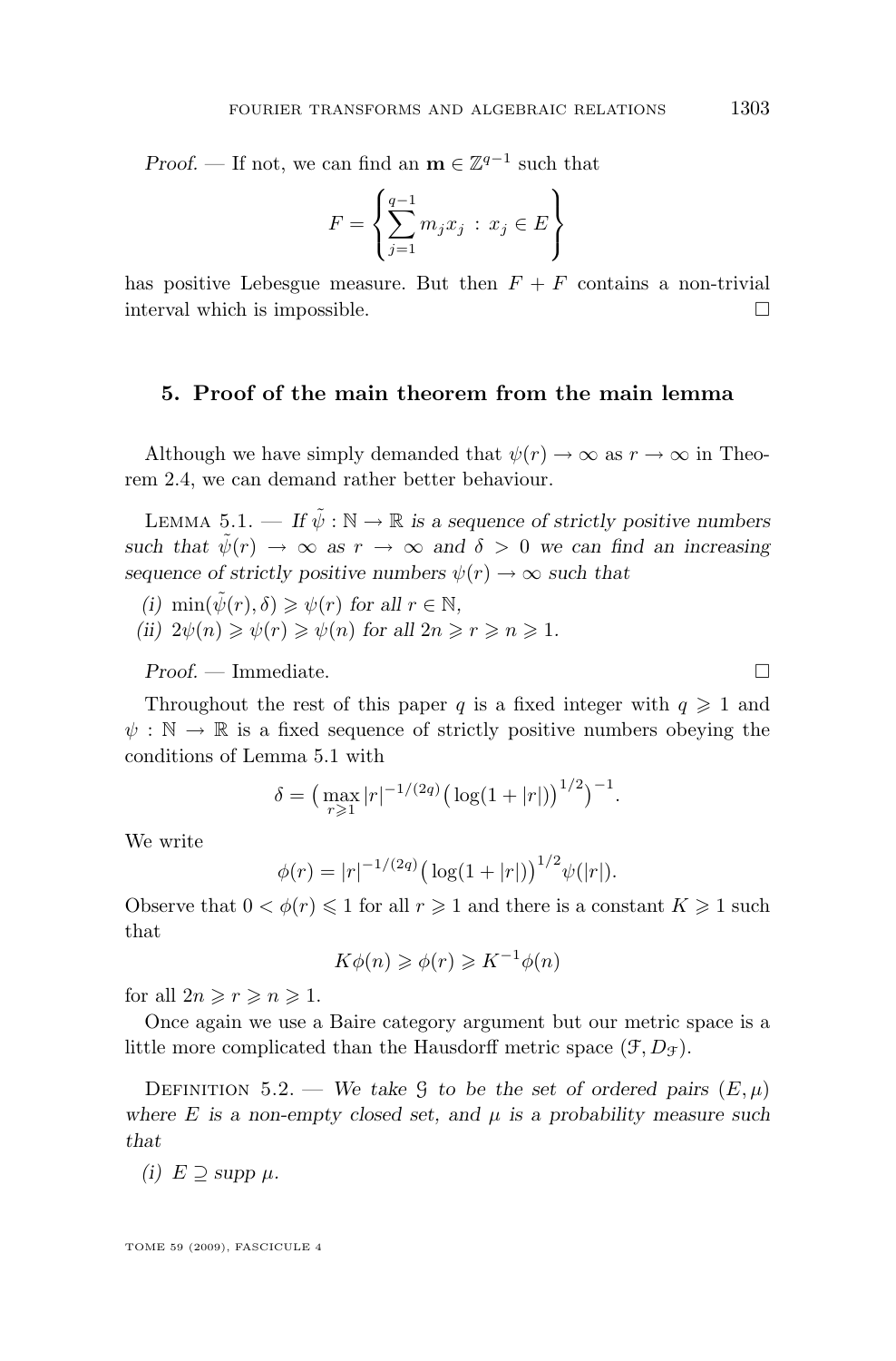*Proof.* — If not, we can find an $\mathbf{m} \in \mathbb{Z}^{q-1}$ such that

$$F = \left\{ \sum_{j=1}^{q-1} m_j x_j \,:\, x_j \in E \right\}$$

has positive Lebesgue measure. But then $F + F$ contains a non-trivial interval which is impossible. □

## 5. Proof of the main theorem from the main lemma

Although we have simply demanded that $\psi(r) \to \infty$ as $r \to \infty$ in Theorem 2.4, we can demand rather better behaviour.

Lemma 5.1. — *If $\tilde{\psi} : \mathbb{N} \to \mathbb{R}$ is a sequence of strictly positive numbers such that $\tilde{\psi}(r) \to \infty$ as $r \to \infty$ and $\delta > 0$ we can find an increasing sequence of strictly positive numbers $\psi(r) \to \infty$ such that*

*(i)* $\min(\tilde{\psi}(r), \delta) \geqslant \psi(r)$ *for all* $r \in \mathbb{N}$,

*(ii)* $2\psi(n) \geqslant \psi(r) \geqslant \psi(n)$ *for all* $2n \geqslant r \geqslant n \geqslant 1$.

*Proof.* — Immediate. □

Throughout the rest of this paper $q$ is a fixed integer with $q \geqslant 1$ and $\psi : \mathbb{N} \to \mathbb{R}$ is a fixed sequence of strictly positive numbers obeying the conditions of Lemma 5.1 with

$$\delta = \big( \max_{r \geqslant 1} |r|^{-1/(2q)} \big( \log(1 + |r|) \big)^{1/2} \big)^{-1}.$$

We write

$$\phi(r) = |r|^{-1/(2q)} \big( \log(1 + |r|) \big)^{1/2} \psi(|r|).$$

Observe that $0 < \phi(r) \leqslant 1$ for all $r \geqslant 1$ and there is a constant $K \geqslant 1$ such that

$$K\phi(n) \geqslant \phi(r) \geqslant K^{-1}\phi(n)$$

for all $2n \geqslant r \geqslant n \geqslant 1$.

Once again we use a Baire category argument but our metric space is a little more complicated than the Hausdorff metric space $(\mathcal{F}, D_{\mathcal{F}})$.

Definition 5.2. — *We take $\mathcal{G}$ to be the set of ordered pairs $(E, \mu)$ where $E$ is a non-empty closed set, and $\mu$ is a probability measure such that*

*(i)* $E \supseteq \operatorname{supp} \mu$.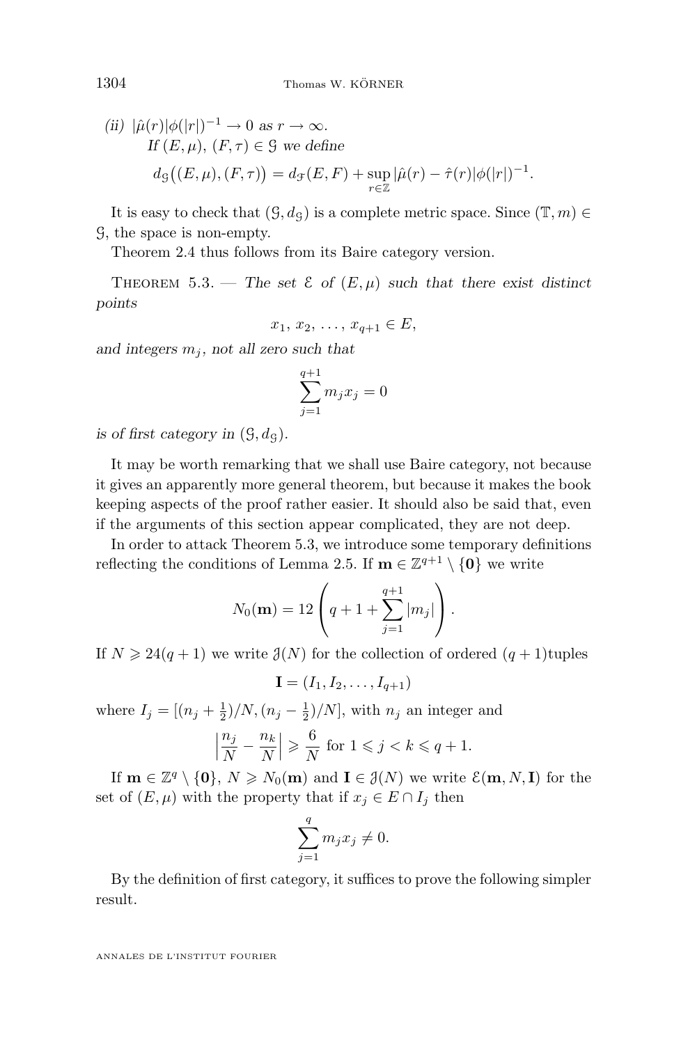*(ii)* $|\hat{\mu}(r)|\phi(|r|)^{-1} \to 0$ *as* $r \to \infty$.

*If* $(E,\mu)$, $(F,\tau) \in \mathcal{G}$ *we define*

$$d_{\mathcal{G}}\big((E,\mu),(F,\tau)\big) = d_{\mathcal{F}}(E,F) + \sup_{r\in\mathbb{Z}} |\hat{\mu}(r) - \hat{\tau}(r)|\phi(|r|)^{-1}.$$

It is easy to check that $(\mathcal{G}, d_{\mathcal{G}})$ is a complete metric space. Since $(\mathbb{T}, m) \in \mathcal{G}$, the space is non-empty.

Theorem 2.4 thus follows from its Baire category version.

Theorem 5.3. — *The set* $\mathcal{E}$ *of* $(E,\mu)$ *such that there exist distinct points*

$$x_1,\, x_2,\, \ldots,\, x_{q+1} \in E,$$

*and integers* $m_j$*, not all zero such that*

$$\sum_{j=1}^{q+1} m_j x_j = 0$$

*is of first category in* $(\mathcal{G}, d_{\mathcal{G}})$.

It may be worth remarking that we shall use Baire category, not because it gives an apparently more general theorem, but because it makes the book keeping aspects of the proof rather easier. It should also be said that, even if the arguments of this section appear complicated, they are not deep.

In order to attack Theorem 5.3, we introduce some temporary definitions reflecting the conditions of Lemma 2.5. If $\mathbf{m} \in \mathbb{Z}^{q+1} \setminus \{\mathbf{0}\}$ we write

$$N_0(\mathbf{m}) = 12\left(q + 1 + \sum_{j=1}^{q+1} |m_j|\right).$$

If $N \geqslant 24(q+1)$ we write $\mathcal{J}(N)$ for the collection of ordered $(q+1)$tuples

$$\mathbf{I} = (I_1, I_2, \ldots, I_{q+1})$$

where $I_j = [(n_j + \frac{1}{2})/N, (n_j - \frac{1}{2})/N]$, with $n_j$ an integer and

$$\left|\frac{n_j}{N} - \frac{n_k}{N}\right| \geqslant \frac{6}{N} \text{ for } 1 \leqslant j < k \leqslant q+1.$$

If $\mathbf{m} \in \mathbb{Z}^q \setminus \{\mathbf{0}\}$, $N \geqslant N_0(\mathbf{m})$ and $\mathbf{I} \in \mathcal{J}(N)$ we write $\mathcal{E}(\mathbf{m}, N, \mathbf{I})$ for the set of $(E,\mu)$ with the property that if $x_j \in E \cap I_j$ then

$$\sum_{j=1}^{q} m_j x_j \neq 0.$$

By the definition of first category, it suffices to prove the following simpler result.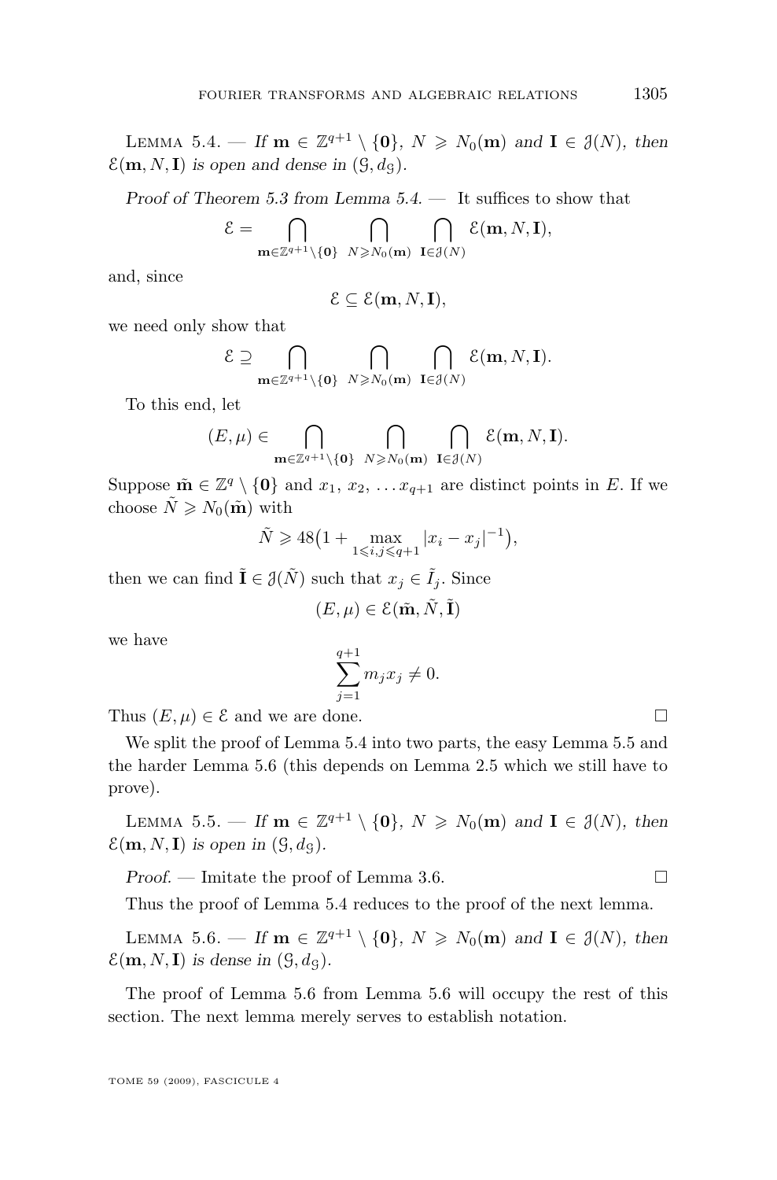Lemma 5.4. — *If $\mathbf{m} \in \mathbb{Z}^{q+1} \setminus \{\mathbf{0}\}$, $N \geqslant N_0(\mathbf{m})$ and $\mathbf{I} \in \mathcal{J}(N)$, then $\mathcal{E}(\mathbf{m}, N, \mathbf{I})$ is open and dense in $(\mathcal{G}, d_{\mathcal{G}})$.*

*Proof of Theorem 5.3 from Lemma 5.4.* — It suffices to show that

$$\mathcal{E} = \bigcap_{\mathbf{m} \in \mathbb{Z}^{q+1} \setminus \{\mathbf{0}\}} \ \bigcap_{N \geqslant N_0(\mathbf{m})} \ \bigcap_{\mathbf{I} \in \mathcal{J}(N)} \mathcal{E}(\mathbf{m}, N, \mathbf{I}),$$

and, since

$$\mathcal{E} \subseteq \mathcal{E}(\mathbf{m}, N, \mathbf{I}),$$

we need only show that

$$\mathcal{E} \supseteq \bigcap_{\mathbf{m} \in \mathbb{Z}^{q+1} \setminus \{\mathbf{0}\}} \ \bigcap_{N \geqslant N_0(\mathbf{m})} \ \bigcap_{\mathbf{I} \in \mathcal{J}(N)} \mathcal{E}(\mathbf{m}, N, \mathbf{I}).$$

To this end, let

$$(E, \mu) \in \bigcap_{\mathbf{m} \in \mathbb{Z}^{q+1} \setminus \{\mathbf{0}\}} \ \bigcap_{N \geqslant N_0(\mathbf{m})} \ \bigcap_{\mathbf{I} \in \mathcal{J}(N)} \mathcal{E}(\mathbf{m}, N, \mathbf{I}).$$

Suppose $\tilde{\mathbf{m}} \in \mathbb{Z}^q \setminus \{\mathbf{0}\}$ and $x_1, x_2, \dots x_{q+1}$ are distinct points in $E$. If we choose $\tilde{N} \geqslant N_0(\tilde{\mathbf{m}})$ with

$$\tilde{N} \geqslant 48\big(1 + \max_{1 \leqslant i,j \leqslant q+1} |x_i - x_j|^{-1}\big),$$

then we can find $\tilde{\mathbf{I}} \in \mathcal{J}(\tilde{N})$ such that $x_j \in \tilde{I}_j$. Since

$$(E, \mu) \in \mathcal{E}(\tilde{\mathbf{m}}, \tilde{N}, \tilde{\mathbf{I}})$$

we have

$$\sum_{j=1}^{q+1} m_j x_j \neq 0.$$

Thus $(E, \mu) \in \mathcal{E}$ and we are done. □

We split the proof of Lemma 5.4 into two parts, the easy Lemma 5.5 and the harder Lemma 5.6 (this depends on Lemma 2.5 which we still have to prove).

Lemma 5.5. — *If $\mathbf{m} \in \mathbb{Z}^{q+1} \setminus \{\mathbf{0}\}$, $N \geqslant N_0(\mathbf{m})$ and $\mathbf{I} \in \mathcal{J}(N)$, then $\mathcal{E}(\mathbf{m}, N, \mathbf{I})$ is open in $(\mathcal{G}, d_{\mathcal{G}})$.*

*Proof.* — Imitate the proof of Lemma 3.6. □

Thus the proof of Lemma 5.4 reduces to the proof of the next lemma.

Lemma 5.6. — *If $\mathbf{m} \in \mathbb{Z}^{q+1} \setminus \{\mathbf{0}\}$, $N \geqslant N_0(\mathbf{m})$ and $\mathbf{I} \in \mathcal{J}(N)$, then $\mathcal{E}(\mathbf{m}, N, \mathbf{I})$ is dense in $(\mathcal{G}, d_{\mathcal{G}})$.*

The proof of Lemma 5.6 from Lemma 5.6 will occupy the rest of this section. The next lemma merely serves to establish notation.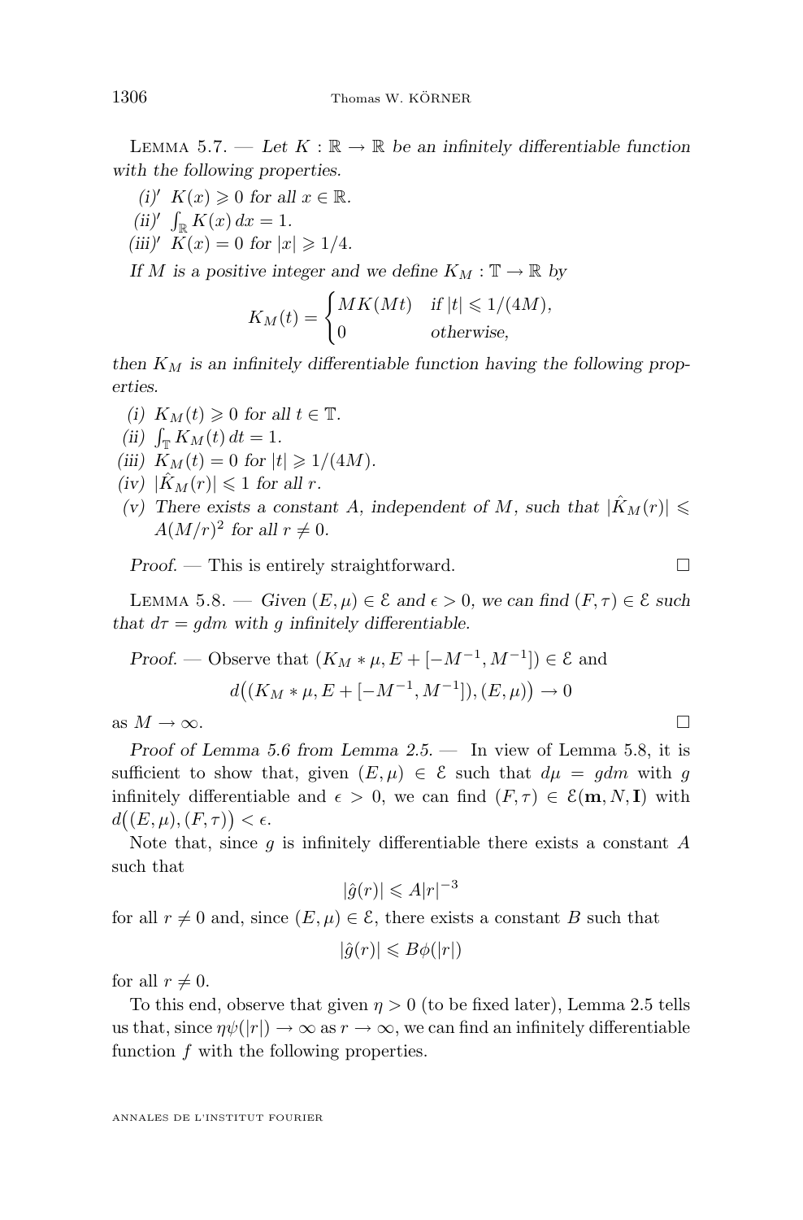Lemma 5.7. — *Let $K : \mathbb{R} \to \mathbb{R}$ be an infinitely differentiable function with the following properties.*

*(i)′ $K(x) \geqslant 0$ for all $x \in \mathbb{R}$.*

*(ii)′ $\int_{\mathbb{R}} K(x)\,dx = 1$.*

*(iii)′ $K(x) = 0$ for $|x| \geqslant 1/4$.*

*If $M$ is a positive integer and we define $K_M : \mathbb{T} \to \mathbb{R}$ by*

$$K_M(t) = \begin{cases} MK(Mt) & \text{if } |t| \leqslant 1/(4M), \\ 0 & \text{otherwise,} \end{cases}$$

*then $K_M$ is an infinitely differentiable function having the following properties.*

*(i) $K_M(t) \geqslant 0$ for all $t \in \mathbb{T}$.*

*(ii) $\int_{\mathbb{T}} K_M(t)\,dt = 1$.*

*(iii) $K_M(t) = 0$ for $|t| \geqslant 1/(4M)$.*

*(iv) $|\hat{K}_M(r)| \leqslant 1$ for all $r$.*

*(v) There exists a constant $A$, independent of $M$, such that $|\hat{K}_M(r)| \leqslant A(M/r)^2$ for all $r \neq 0$.*

*Proof.* — This is entirely straightforward. □

Lemma 5.8. — *Given $(E, \mu) \in \mathcal{E}$ and $\epsilon > 0$, we can find $(F, \tau) \in \mathcal{E}$ such that $d\tau = g dm$ with $g$ infinitely differentiable.*

*Proof.* — Observe that $(K_M * \mu, E + [-M^{-1}, M^{-1}]) \in \mathcal{E}$ and

$$d\big((K_M * \mu, E + [-M^{-1}, M^{-1}]), (E, \mu)\big) \to 0$$

as $M \to \infty$. □

*Proof of Lemma 5.6 from Lemma 2.5.* — In view of Lemma 5.8, it is sufficient to show that, given $(E, \mu) \in \mathcal{E}$ such that $d\mu = g dm$ with $g$ infinitely differentiable and $\epsilon > 0$, we can find $(F, \tau) \in \mathcal{E}(\mathbf{m}, N, \mathbf{I})$ with $d\big((E, \mu), (F, \tau)\big) < \epsilon$.

Note that, since $g$ is infinitely differentiable there exists a constant $A$ such that

$$|\hat{g}(r)| \leqslant A|r|^{-3}$$

for all $r \neq 0$ and, since $(E, \mu) \in \mathcal{E}$, there exists a constant $B$ such that

$$|\hat{g}(r)| \leqslant B\phi(|r|)$$

for all $r \neq 0$.

To this end, observe that given $\eta > 0$ (to be fixed later), Lemma 2.5 tells us that, since $\eta\psi(|r|) \to \infty$ as $r \to \infty$, we can find an infinitely differentiable function $f$ with the following properties.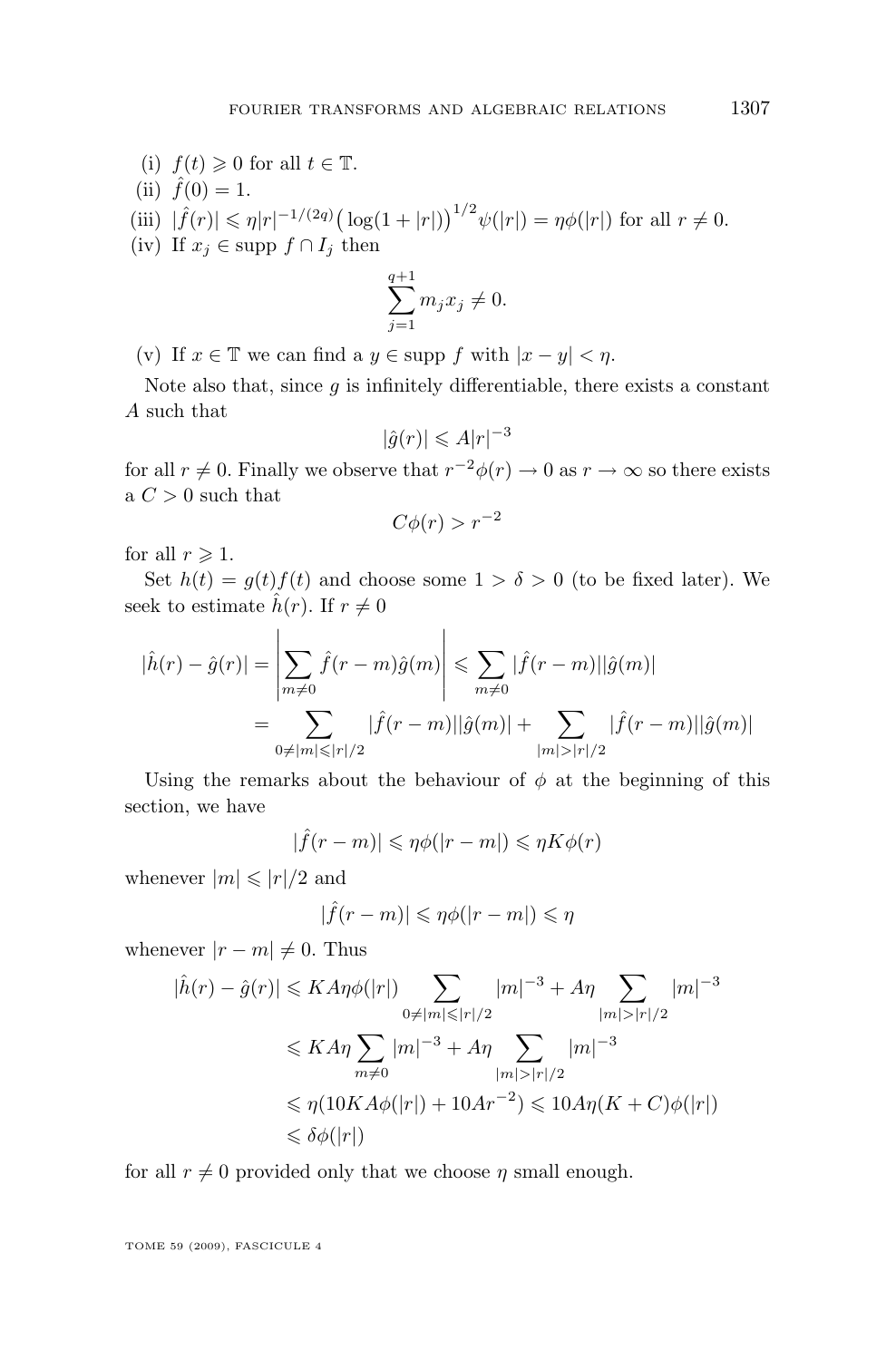(i) $f(t) \geqslant 0$ for all $t \in \mathbb{T}$.

(ii) $\hat{f}(0) = 1$.

(iii) $|\hat{f}(r)| \leqslant \eta |r|^{-1/(2q)} \big(\log(1+|r|)\big)^{1/2} \psi(|r|) = \eta\phi(|r|)$ for all $r \neq 0$.

(iv) If $x_j \in \operatorname{supp} f \cap I_j$ then

$$\sum_{j=1}^{q+1} m_j x_j \neq 0.$$

(v) If $x \in \mathbb{T}$ we can find a $y \in \operatorname{supp} f$ with $|x-y| < \eta$.

Note also that, since $g$ is infinitely differentiable, there exists a constant $A$ such that

$$|\hat{g}(r)| \leqslant A|r|^{-3}$$

for all $r \neq 0$. Finally we observe that $r^{-2}\phi(r) \to 0$ as $r \to \infty$ so there exists a $C > 0$ such that

$$C\phi(r) > r^{-2}$$

for all $r \geqslant 1$.

Set $h(t) = g(t)f(t)$ and choose some $1 > \delta > 0$ (to be fixed later). We seek to estimate $\hat{h}(r)$. If $r \neq 0$

$$\begin{aligned}
|\hat{h}(r) - \hat{g}(r)| &= \left| \sum_{m \neq 0} \hat{f}(r-m)\hat{g}(m) \right| \leqslant \sum_{m \neq 0} |\hat{f}(r-m)||\hat{g}(m)| \\
&= \sum_{0 \neq |m| \leqslant |r|/2} |\hat{f}(r-m)||\hat{g}(m)| + \sum_{|m| > |r|/2} |\hat{f}(r-m)||\hat{g}(m)|
\end{aligned}$$

Using the remarks about the behaviour of $\phi$ at the beginning of this section, we have

$$|\hat{f}(r-m)| \leqslant \eta\phi(|r-m|) \leqslant \eta K \phi(r)$$

whenever $|m| \leqslant |r|/2$ and

$$|\hat{f}(r-m)| \leqslant \eta\phi(|r-m|) \leqslant \eta$$

whenever $|r-m| \neq 0$. Thus

$$\begin{aligned}
|\hat{h}(r) - \hat{g}(r)| &\leqslant KA\eta\phi(|r|) \sum_{0 \neq |m| \leqslant |r|/2} |m|^{-3} + A\eta \sum_{|m| > |r|/2} |m|^{-3} \\
&\leqslant KA\eta \sum_{m \neq 0} |m|^{-3} + A\eta \sum_{|m| > |r|/2} |m|^{-3} \\
&\leqslant \eta(10KA\phi(|r|) + 10Ar^{-2}) \leqslant 10A\eta(K+C)\phi(|r|) \\
&\leqslant \delta\phi(|r|)
\end{aligned}$$

for all $r \neq 0$ provided only that we choose $\eta$ small enough.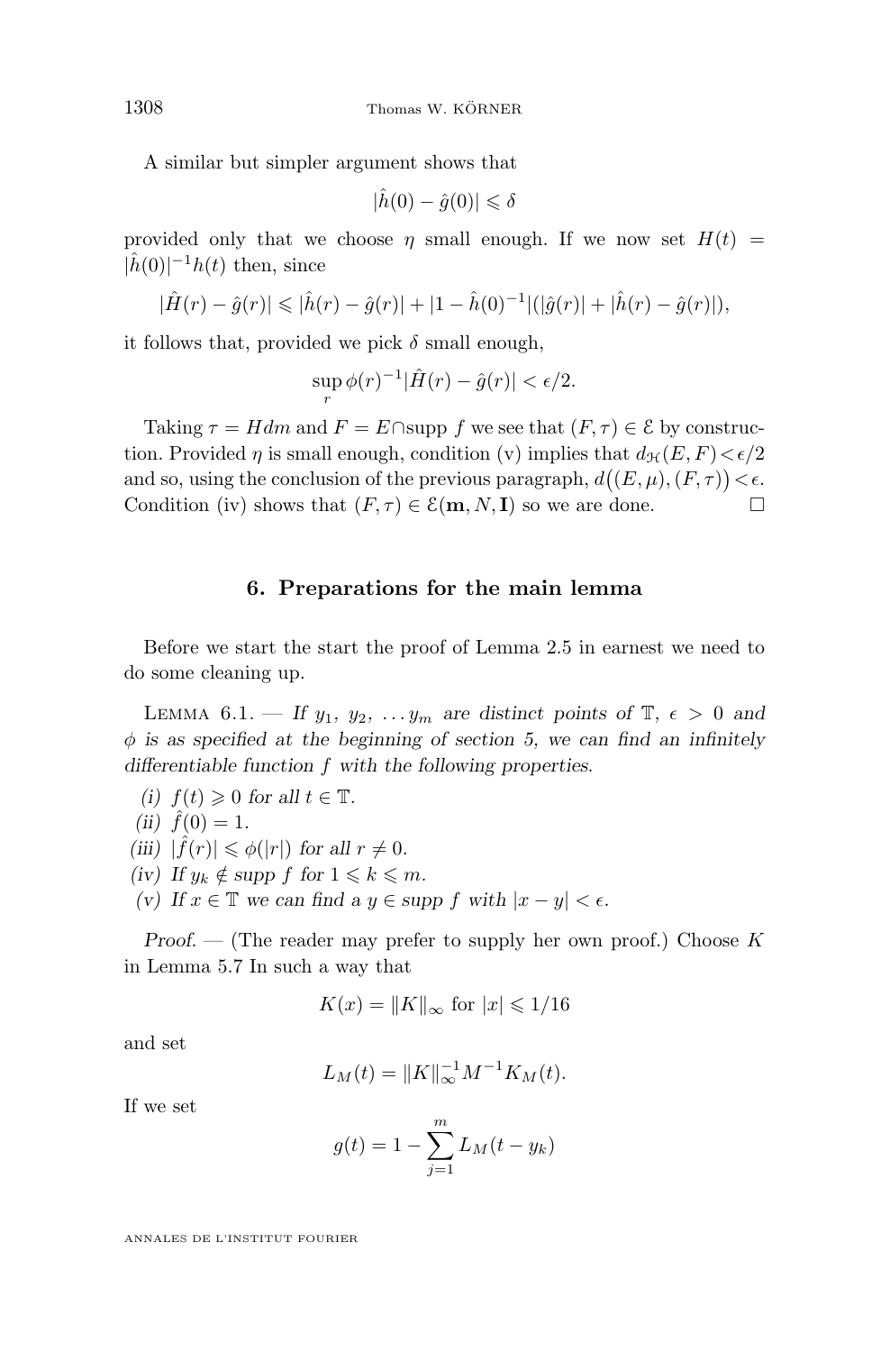A similar but simpler argument shows that

$$|\hat{h}(0) - \hat{g}(0)| \leqslant \delta$$

provided only that we choose $\eta$ small enough. If we now set $H(t) = |\hat{h}(0)|^{-1}h(t)$ then, since

$$|\hat{H}(r) - \hat{g}(r)| \leqslant |\hat{h}(r) - \hat{g}(r)| + |1 - \hat{h}(0)^{-1}|(|\hat{g}(r)| + |\hat{h}(r) - \hat{g}(r)|),$$

it follows that, provided we pick $\delta$ small enough,

$$\sup_r \phi(r)^{-1}|\hat{H}(r) - \hat{g}(r)| < \epsilon/2.$$

Taking $\tau = Hdm$ and $F = E \cap \operatorname{supp} f$ we see that $(F, \tau) \in \mathcal{E}$ by construction. Provided $\eta$ is small enough, condition (v) implies that $d_{\mathcal{H}}(E, F) < \epsilon/2$ and so, using the conclusion of the previous paragraph, $d\big((E, \mu), (F, \tau)\big) < \epsilon$. Condition (iv) shows that $(F, \tau) \in \mathcal{E}(\mathbf{m}, N, \mathbf{I})$ so we are done. □

## 6. Preparations for the main lemma

Before we start the start the proof of Lemma 2.5 in earnest we need to do some cleaning up.

Lemma 6.1. — *If $y_1, y_2, \ldots y_m$ are distinct points of $\mathbb{T}$, $\epsilon > 0$ and $\phi$ is as specified at the beginning of section 5, we can find an infinitely differentiable function $f$ with the following properties.*

*(i) $f(t) \geqslant 0$ for all $t \in \mathbb{T}$.*
*(ii) $\hat{f}(0) = 1$.*
*(iii) $|\hat{f}(r)| \leqslant \phi(|r|)$ for all $r \neq 0$.*
*(iv) If $y_k \notin$ supp $f$ for $1 \leqslant k \leqslant m$.*
*(v) If $x \in \mathbb{T}$ we can find a $y \in$ supp $f$ with $|x - y| < \epsilon$.*

*Proof.* — (The reader may prefer to supply her own proof.) Choose $K$ in Lemma 5.7 In such a way that

$$K(x) = \|K\|_\infty \text{ for } |x| \leqslant 1/16$$

and set

$$L_M(t) = \|K\|_\infty^{-1} M^{-1} K_M(t).$$

If we set

$$g(t) = 1 - \sum_{j=1}^{m} L_M(t - y_k)$$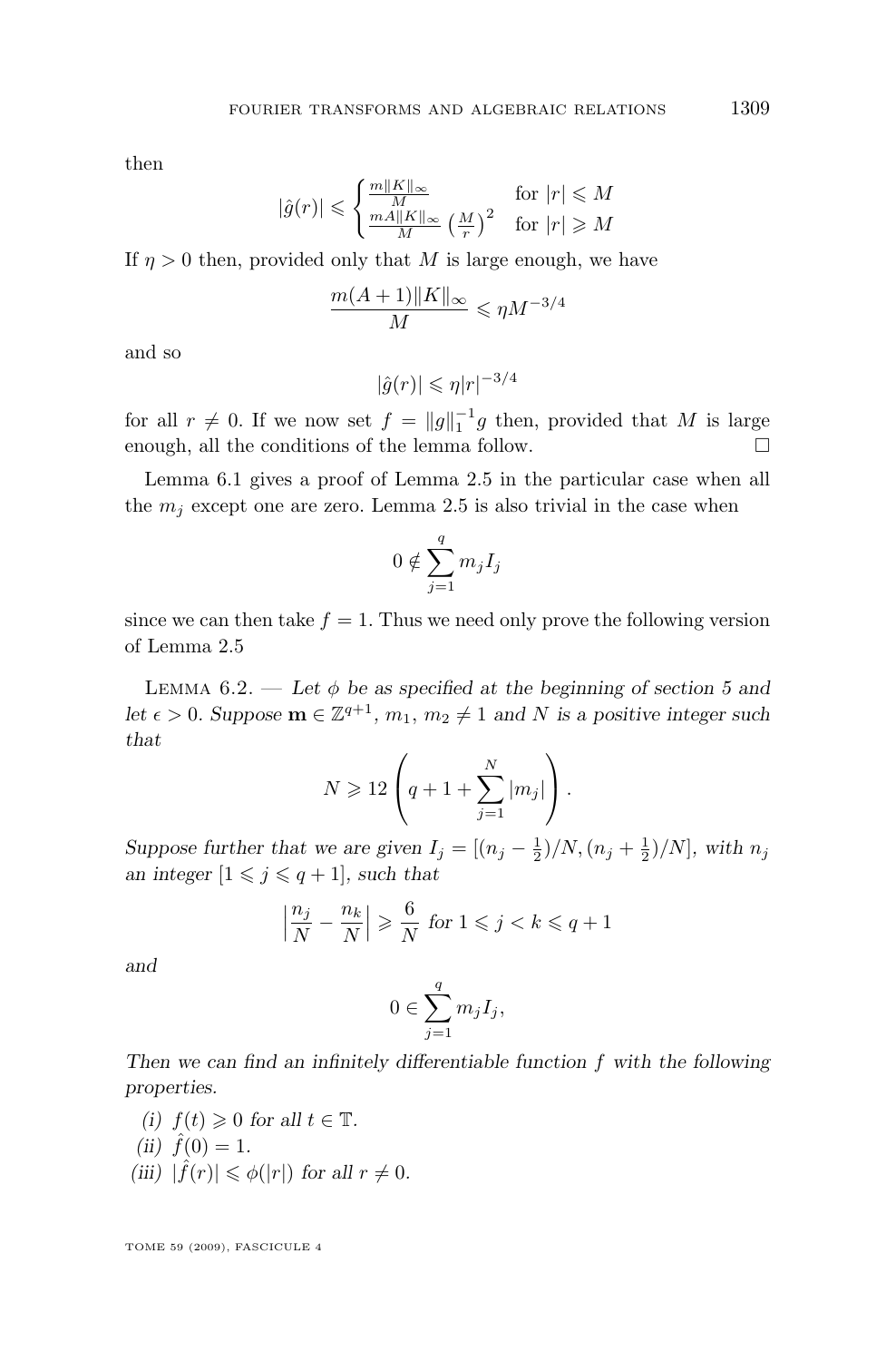then

$$|\hat{g}(r)| \leqslant \begin{cases} \frac{m\|K\|_\infty}{M} & \text{for } |r| \leqslant M \\ \frac{mA\|K\|_\infty}{M}\left(\frac{M}{r}\right)^2 & \text{for } |r| \geqslant M \end{cases}$$

If $\eta > 0$ then, provided only that $M$ is large enough, we have

$$\frac{m(A+1)\|K\|_\infty}{M} \leqslant \eta M^{-3/4}$$

and so

$$|\hat{g}(r)| \leqslant \eta |r|^{-3/4}$$

for all $r \neq 0$. If we now set $f = \|g\|_1^{-1} g$ then, provided that $M$ is large enough, all the conditions of the lemma follow. □

Lemma 6.1 gives a proof of Lemma 2.5 in the particular case when all the $m_j$ except one are zero. Lemma 2.5 is also trivial in the case when

$$0 \notin \sum_{j=1}^{q} m_j I_j$$

since we can then take $f = 1$. Thus we need only prove the following version of Lemma 2.5

Lemma 6.2. — *Let $\phi$ be as specified at the beginning of section 5 and let $\epsilon > 0$. Suppose $\mathbf{m} \in \mathbb{Z}^{q+1}$, $m_1$, $m_2 \neq 1$ and $N$ is a positive integer such that*

$$N \geqslant 12\left(q + 1 + \sum_{j=1}^{N} |m_j|\right).$$

*Suppose further that we are given $I_j = [(n_j - \frac{1}{2})/N, (n_j + \frac{1}{2})/N]$, with $n_j$ an integer $[1 \leqslant j \leqslant q+1]$, such that*

$$\left|\frac{n_j}{N} - \frac{n_k}{N}\right| \geqslant \frac{6}{N} \text{ for } 1 \leqslant j < k \leqslant q+1$$

*and*

$$0 \in \sum_{j=1}^{q} m_j I_j,$$

*Then we can find an infinitely differentiable function $f$ with the following properties.*

(i) $f(t) \geqslant 0$ *for all* $t \in \mathbb{T}$.

(ii) $\hat{f}(0) = 1$.

(iii) $|\hat{f}(r)| \leqslant \phi(|r|)$ *for all* $r \neq 0$.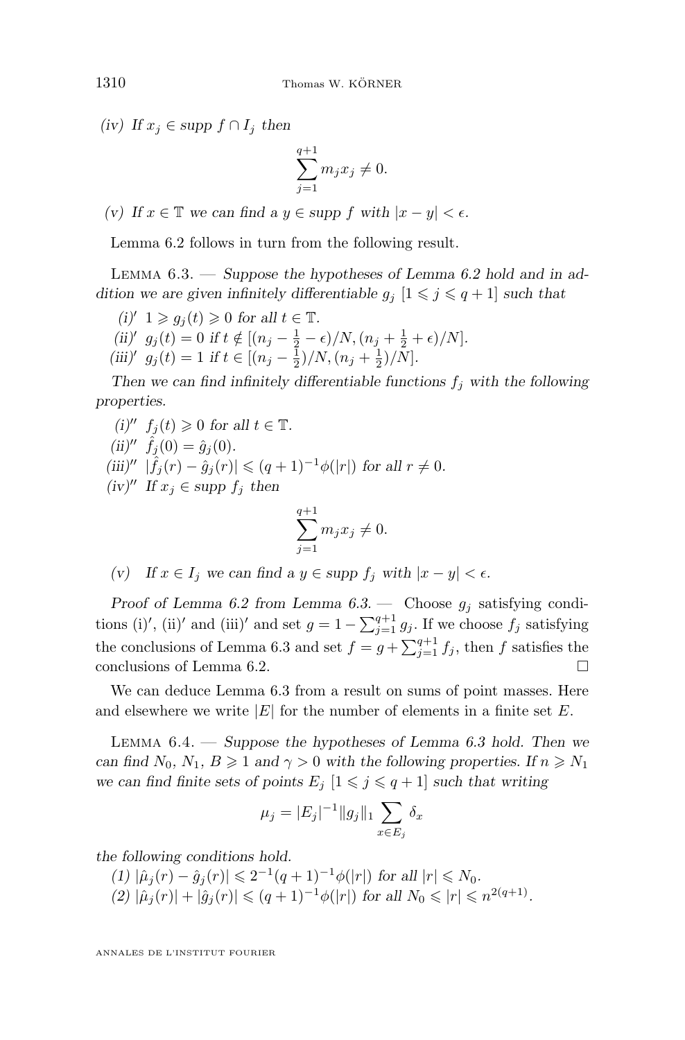*(iv) If $x_j \in \operatorname{supp} f \cap I_j$ then*

$$\sum_{j=1}^{q+1} m_j x_j \neq 0.$$

*(v) If $x \in \mathbb{T}$ we can find a $y \in \operatorname{supp} f$ with $|x-y| < \epsilon$.*

Lemma 6.2 follows in turn from the following result.

Lemma 6.3. — *Suppose the hypotheses of Lemma 6.2 hold and in addition we are given infinitely differentiable $g_j$ $[1 \leqslant j \leqslant q+1]$ such that*

*(i)′ $1 \geqslant g_j(t) \geqslant 0$ for all $t \in \mathbb{T}$.*

*(ii)′ $g_j(t) = 0$ if $t \notin [(n_j - \frac{1}{2} - \epsilon)/N, (n_j + \frac{1}{2} + \epsilon)/N]$.*

*(iii)′ $g_j(t) = 1$ if $t \in [(n_j - \frac{1}{2})/N, (n_j + \frac{1}{2})/N]$.*

*Then we can find infinitely differentiable functions $f_j$ with the following properties.*

*(i)″ $f_j(t) \geqslant 0$ for all $t \in \mathbb{T}$.*

*(ii)″ $\hat{f}_j(0) = \hat{g}_j(0)$.*

*(iii)″ $|\hat{f}_j(r) - \hat{g}_j(r)| \leqslant (q+1)^{-1}\phi(|r|)$ for all $r \neq 0$.*

*(iv)″ If $x_j \in \operatorname{supp} f_j$ then*

$$\sum_{j=1}^{q+1} m_j x_j \neq 0.$$

*(v) If $x \in I_j$ we can find a $y \in \operatorname{supp} f_j$ with $|x-y| < \epsilon$.*

*Proof of Lemma 6.2 from Lemma 6.3.* — Choose $g_j$ satisfying conditions (i)′, (ii)′ and (iii)′ and set $g = 1 - \sum_{j=1}^{q+1} g_j$. If we choose $f_j$ satisfying the conclusions of Lemma 6.3 and set $f = g + \sum_{j=1}^{q+1} f_j$, then $f$ satisfies the conclusions of Lemma 6.2. ∎

We can deduce Lemma 6.3 from a result on sums of point masses. Here and elsewhere we write $|E|$ for the number of elements in a finite set $E$.

Lemma 6.4. — *Suppose the hypotheses of Lemma 6.3 hold. Then we can find $N_0$, $N_1$, $B \geqslant 1$ and $\gamma > 0$ with the following properties. If $n \geqslant N_1$ we can find finite sets of points $E_j$ $[1 \leqslant j \leqslant q+1]$ such that writing*

$$\mu_j = |E_j|^{-1}\|g_j\|_1 \sum_{x \in E_j} \delta_x$$

*the following conditions hold.*

*(1) $|\hat{\mu}_j(r) - \hat{g}_j(r)| \leqslant 2^{-1}(q+1)^{-1}\phi(|r|)$ for all $|r| \leqslant N_0$.*

*(2) $|\hat{\mu}_j(r)| + |\hat{g}_j(r)| \leqslant (q+1)^{-1}\phi(|r|)$ for all $N_0 \leqslant |r| \leqslant n^{2(q+1)}$.*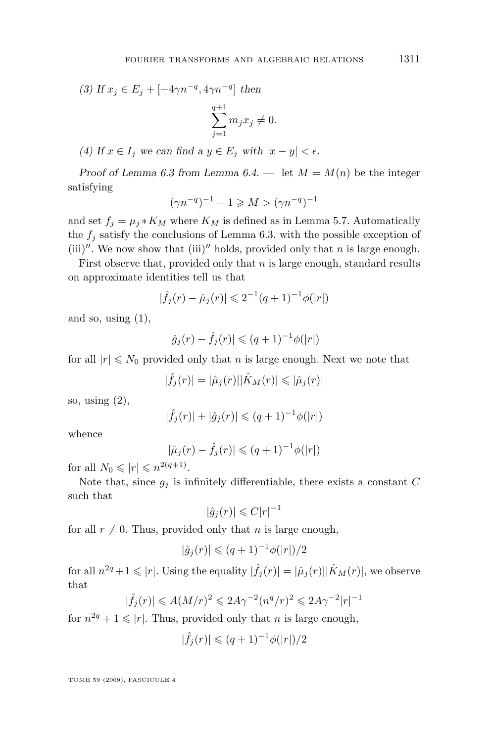*(3) If $x_j \in E_j + [-4\gamma n^{-q}, 4\gamma n^{-q}]$ then*

$$\sum_{j=1}^{q+1} m_j x_j \neq 0.$$

*(4) If $x \in I_j$ we can find a $y \in E_j$ with $|x-y| < \epsilon$.*

*Proof of Lemma 6.3 from Lemma 6.4.* — let $M = M(n)$ be the integer satisfying

$$(\gamma n^{-q})^{-1} + 1 \geqslant M > (\gamma n^{-q})^{-1}$$

and set $f_j = \mu_j * K_M$ where $K_M$ is defined as in Lemma 5.7. Automatically the $f_j$ satisfy the conclusions of Lemma 6.3. with the possible exception of (iii)$''$. We now show that (iii)$''$ holds, provided only that $n$ is large enough.

First observe that, provided only that $n$ is large enough, standard results on approximate identities tell us that

$$|\hat{f}_j(r) - \hat{\mu}_j(r)| \leqslant 2^{-1}(q+1)^{-1}\phi(|r|)$$

and so, using (1),

$$|\hat{g}_j(r) - \hat{f}_j(r)| \leqslant (q+1)^{-1}\phi(|r|)$$

for all $|r| \leqslant N_0$ provided only that $n$ is large enough. Next we note that

$$|\hat{f}_j(r)| = |\hat{\mu}_j(r)||\hat{K}_M(r)| \leqslant |\hat{\mu}_j(r)|$$

so, using (2),

$$|\hat{f}_j(r)| + |\hat{g}_j(r)| \leqslant (q+1)^{-1}\phi(|r|)$$

whence

$$|\hat{\mu}_j(r) - \hat{f}_j(r)| \leqslant (q+1)^{-1}\phi(|r|)$$

for all $N_0 \leqslant |r| \leqslant n^{2(q+1)}$.

Note that, since $g_j$ is infinitely differentiable, there exists a constant $C$ such that

$$|\hat{g}_j(r)| \leqslant C|r|^{-1}$$

for all $r \neq 0$. Thus, provided only that $n$ is large enough,

$$|\hat{g}_j(r)| \leqslant (q+1)^{-1}\phi(|r|)/2$$

for all $n^{2q}+1 \leqslant |r|$. Using the equality $|\hat{f}_j(r)| = |\hat{\mu}_j(r)||\hat{K}_M(r)|$, we observe that

$$|\hat{f}_j(r)| \leqslant A(M/r)^2 \leqslant 2A\gamma^{-2}(n^q/r)^2 \leqslant 2A\gamma^{-2}|r|^{-1}$$

for $n^{2q}+1 \leqslant |r|$. Thus, provided only that $n$ is large enough,

$$|\hat{f}_j(r)| \leqslant (q+1)^{-1}\phi(|r|)/2$$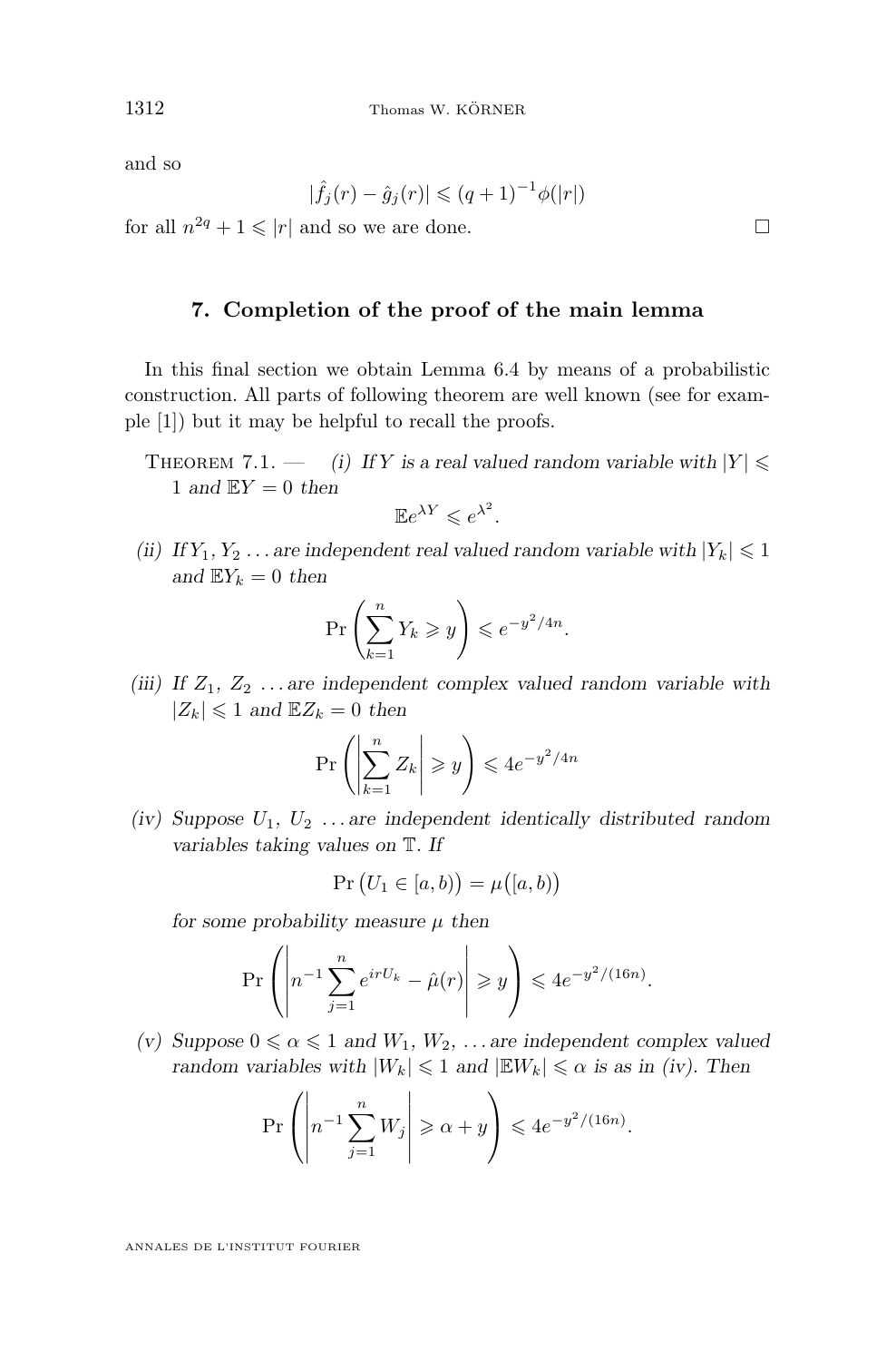and so

$$|\hat{f}_j(r) - \hat{g}_j(r)| \leqslant (q+1)^{-1}\phi(|r|)$$

for all $n^{2q} + 1 \leqslant |r|$ and so we are done. □

## 7. Completion of the proof of the main lemma

In this final section we obtain Lemma 6.4 by means of a probabilistic construction. All parts of following theorem are well known (see for example [1]) but it may be helpful to recall the proofs.

Theorem 7.1. — *(i) If $Y$ is a real valued random variable with $|Y| \leqslant 1$ and $\mathbb{E}Y = 0$ then*

$$\mathbb{E}e^{\lambda Y} \leqslant e^{\lambda^2}.$$

*(ii) If $Y_1, Y_2 \ldots$ are independent real valued random variable with $|Y_k| \leqslant 1$ and $\mathbb{E}Y_k = 0$ then*

$$\Pr\left(\sum_{k=1}^{n} Y_k \geqslant y\right) \leqslant e^{-y^2/4n}.$$

*(iii) If $Z_1$, $Z_2$ $\ldots$ are independent complex valued random variable with $|Z_k| \leqslant 1$ and $\mathbb{E}Z_k = 0$ then*

$$\Pr\left(\left|\sum_{k=1}^{n} Z_k\right| \geqslant y\right) \leqslant 4e^{-y^2/4n}$$

*(iv) Suppose $U_1$, $U_2$ $\ldots$ are independent identically distributed random variables taking values on $\mathbb{T}$. If*

$$\Pr\big(U_1 \in [a,b)\big) = \mu\big([a,b)\big)$$

*for some probability measure $\mu$ then*

$$\Pr\left(\left|n^{-1}\sum_{j=1}^{n} e^{irU_k} - \hat{\mu}(r)\right| \geqslant y\right) \leqslant 4e^{-y^2/(16n)}.$$

*(v) Suppose $0 \leqslant \alpha \leqslant 1$ and $W_1$, $W_2$, $\ldots$ are independent complex valued random variables with $|W_k| \leqslant 1$ and $|\mathbb{E}W_k| \leqslant \alpha$ is as in (iv). Then*

$$\Pr\left(\left|n^{-1}\sum_{j=1}^{n} W_j\right| \geqslant \alpha + y\right) \leqslant 4e^{-y^2/(16n)}.$$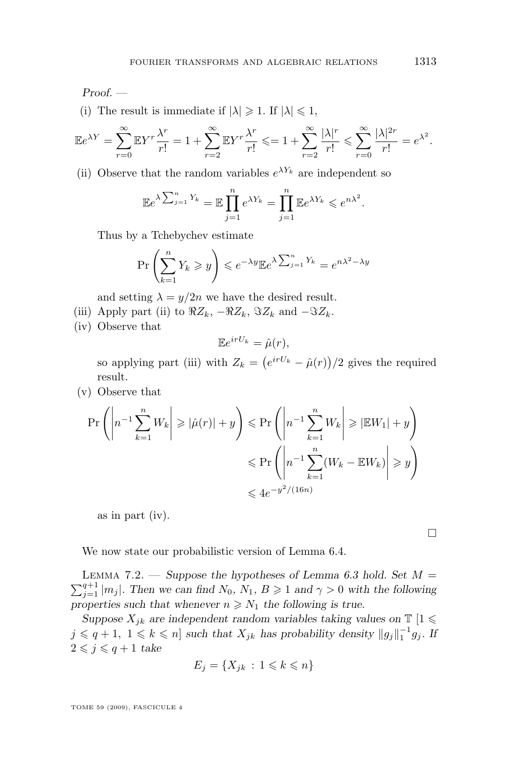*Proof.* —

(i) The result is immediate if $|\lambda| \geqslant 1$. If $|\lambda| \leqslant 1$,

$$\mathbb{E}e^{\lambda Y} = \sum_{r=0}^{\infty} \mathbb{E}Y^r \frac{\lambda^r}{r!} = 1 + \sum_{r=2}^{\infty} \mathbb{E}Y^r \frac{\lambda^r}{r!} \leqslant= 1 + \sum_{r=2}^{\infty} \frac{|\lambda|^r}{r!} \leqslant \sum_{r=0}^{\infty} \frac{|\lambda|^{2r}}{r!} = e^{\lambda^2}.$$

(ii) Observe that the random variables $e^{\lambda Y_k}$ are independent so

$$\mathbb{E}e^{\lambda \sum_{j=1}^{n} Y_k} = \mathbb{E} \prod_{j=1}^{n} e^{\lambda Y_k} = \prod_{j=1}^{n} \mathbb{E}e^{\lambda Y_k} \leqslant e^{n\lambda^2}.$$

Thus by a Tchebychev estimate

$$\Pr\left(\sum_{k=1}^{n} Y_k \geqslant y\right) \leqslant e^{-\lambda y} \mathbb{E}e^{\lambda \sum_{j=1}^{n} Y_k} = e^{n\lambda^2 - \lambda y}$$

and setting $\lambda = y/2n$ we have the desired result.

(iii) Apply part (ii) to $\Re Z_k$, $-\Re Z_k$, $\Im Z_k$ and $-\Im Z_k$.

(iv) Observe that

$$\mathbb{E}e^{irU_k} = \hat{\mu}(r),$$

so applying part (iii) with $Z_k = \big(e^{irU_k} - \hat{\mu}(r)\big)/2$ gives the required result.

(v) Observe that

$$\begin{aligned}
\Pr\left(\left|n^{-1}\sum_{k=1}^{n} W_k\right| \geqslant |\hat{\mu}(r)| + y\right) &\leqslant \Pr\left(\left|n^{-1}\sum_{k=1}^{n} W_k\right| \geqslant |\mathbb{E}W_1| + y\right) \\
&\leqslant \Pr\left(\left|n^{-1}\sum_{k=1}^{n} (W_k - \mathbb{E}W_k)\right| \geqslant y\right) \\
&\leqslant 4e^{-y^2/(16n)}
\end{aligned}$$

as in part (iv).

□

We now state our probabilistic version of Lemma 6.4.

Lemma 7.2. — *Suppose the hypotheses of Lemma 6.3 hold. Set $M = \sum_{j=1}^{q+1} |m_j|$. Then we can find $N_0$, $N_1$, $B \geqslant 1$ and $\gamma > 0$ with the following properties such that whenever $n \geqslant N_1$ the following is true.*

*Suppose $X_{jk}$ are independent random variables taking values on $\mathbb{T}$ $[1 \leqslant j \leqslant q+1,\ 1 \leqslant k \leqslant n]$ such that $X_{jk}$ has probability density $\|g_j\|_1^{-1} g_j$. If $2 \leqslant j \leqslant q+1$ take*

$$E_j = \{X_{jk} \,:\, 1 \leqslant k \leqslant n\}$$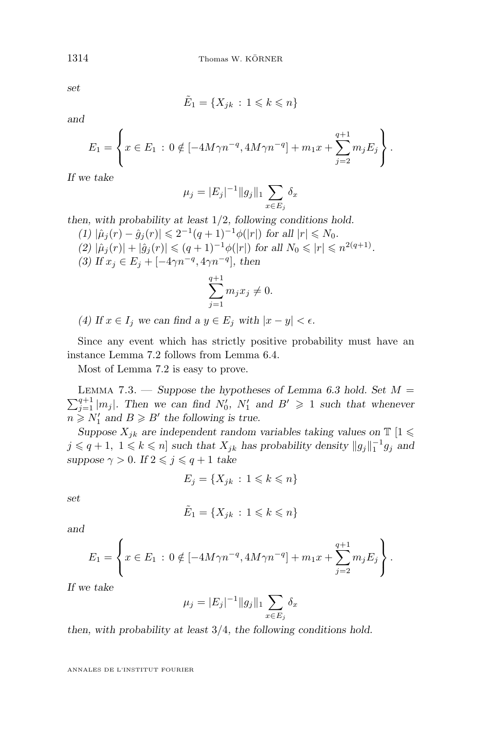*set*

$$\tilde{E}_1 = \{X_{jk} \,:\, 1 \leqslant k \leqslant n\}$$

*and*

$$E_1 = \left\{ x \in E_1 \,:\, 0 \notin [-4M\gamma n^{-q}, 4M\gamma n^{-q}] + m_1 x + \sum_{j=2}^{q+1} m_j E_j \right\}.$$

*If we take*

$$\mu_j = |E_j|^{-1} \|g_j\|_1 \sum_{x \in E_j} \delta_x$$

*then, with probability at least 1/2, following conditions hold.*

*(1)* $|\hat{\mu}_j(r) - \hat{g}_j(r)| \leqslant 2^{-1}(q+1)^{-1}\phi(|r|)$ *for all* $|r| \leqslant N_0$.

*(2)* $|\hat{\mu}_j(r)| + |\hat{g}_j(r)| \leqslant (q+1)^{-1}\phi(|r|)$ *for all* $N_0 \leqslant |r| \leqslant n^{2(q+1)}$.

*(3) If* $x_j \in E_j + [-4\gamma n^{-q}, 4\gamma n^{-q}]$, *then*

$$\sum_{j=1}^{q+1} m_j x_j \neq 0.$$

*(4) If* $x \in I_j$ *we can find a* $y \in E_j$ *with* $|x - y| < \epsilon$.

Since any event which has strictly positive probability must have an instance Lemma 7.2 follows from Lemma 6.4.

Most of Lemma 7.2 is easy to prove.

Lemma 7.3. — *Suppose the hypotheses of Lemma 6.3 hold. Set* $M = \sum_{j=1}^{q+1} |m_j|$. *Then we can find* $N_0'$, $N_1'$ *and* $B' \geqslant 1$ *such that whenever* $n \geqslant N_1'$ *and* $B \geqslant B'$ *the following is true.*

*Suppose* $X_{jk}$ *are independent random variables taking values on* $\mathbb{T}$ $[1 \leqslant j \leqslant q+1,\ 1 \leqslant k \leqslant n]$ *such that* $X_{jk}$ *has probability density* $\|g_j\|_1^{-1} g_j$ *and suppose* $\gamma > 0$. *If* $2 \leqslant j \leqslant q+1$ *take*

$$E_j = \{X_{jk} \,:\, 1 \leqslant k \leqslant n\}$$

*set*

$$\tilde{E}_1 = \{X_{jk} \,:\, 1 \leqslant k \leqslant n\}$$

*and*

$$E_1 = \left\{ x \in E_1 \,:\, 0 \notin [-4M\gamma n^{-q}, 4M\gamma n^{-q}] + m_1 x + \sum_{j=2}^{q+1} m_j E_j \right\}.$$

*If we take*

$$\mu_j = |E_j|^{-1} \|g_j\|_1 \sum_{x \in E_j} \delta_x$$

*then, with probability at least 3/4, the following conditions hold.*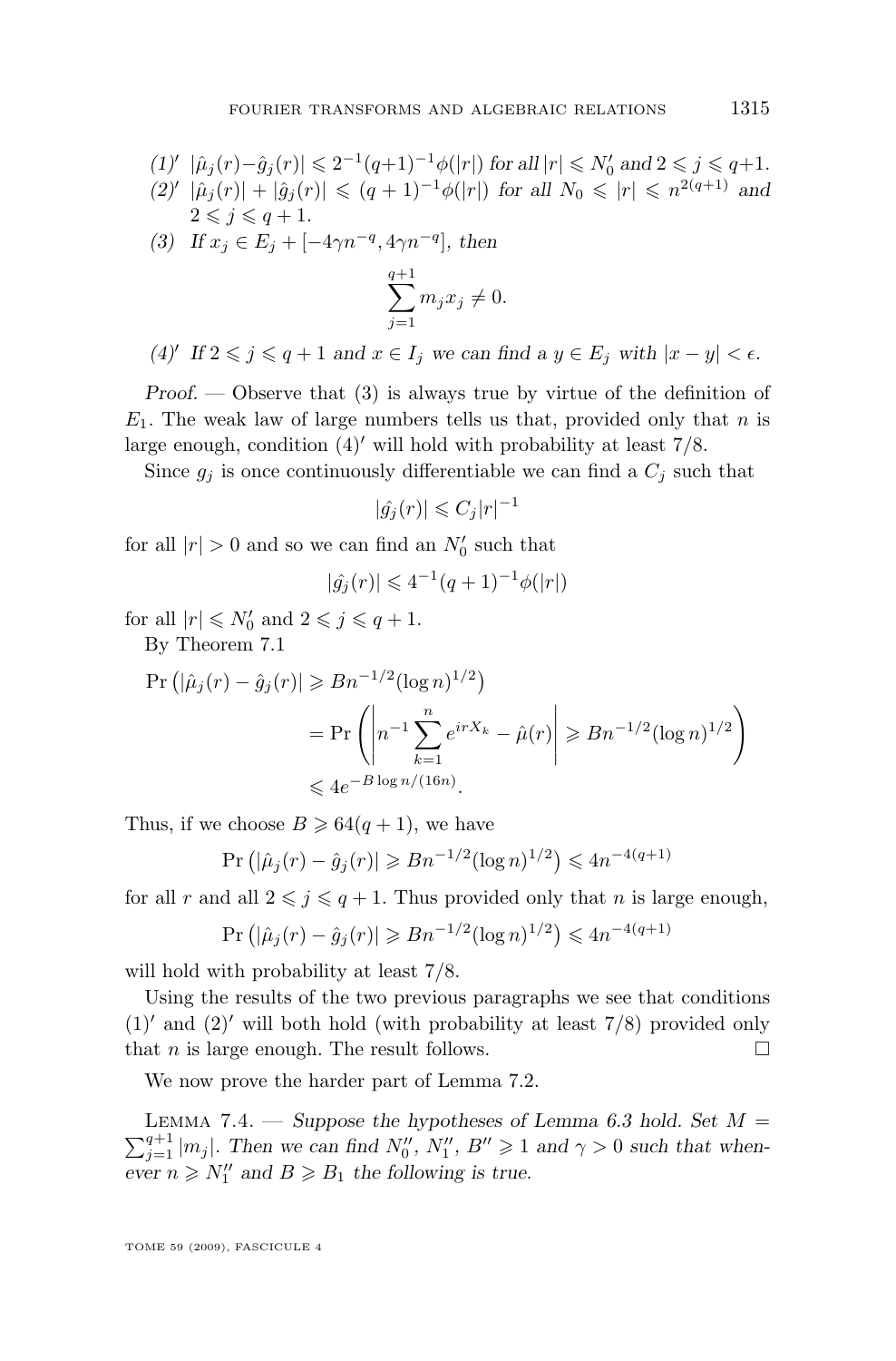(1)′ $|\hat{\mu}_j(r)-\hat{g}_j(r)| \leqslant 2^{-1}(q+1)^{-1}\phi(|r|)$ *for all* $|r| \leqslant N_0'$ *and* $2 \leqslant j \leqslant q+1$.

(2)′ $|\hat{\mu}_j(r)| + |\hat{g}_j(r)| \leqslant (q+1)^{-1}\phi(|r|)$ *for all* $N_0 \leqslant |r| \leqslant n^{2(q+1)}$ *and* $2 \leqslant j \leqslant q+1$.

(3) *If* $x_j \in E_j + [-4\gamma n^{-q}, 4\gamma n^{-q}]$, *then*

$$\sum_{j=1}^{q+1} m_j x_j \neq 0.$$

(4)′ *If* $2 \leqslant j \leqslant q+1$ *and* $x \in I_j$ *we can find a* $y \in E_j$ *with* $|x-y| < \epsilon$.

*Proof.* — Observe that (3) is always true by virtue of the definition of $E_1$. The weak law of large numbers tells us that, provided only that $n$ is large enough, condition (4)′ will hold with probability at least 7/8.

Since $g_j$ is once continuously differentiable we can find a $C_j$ such that

$$|\hat{g_j}(r)| \leqslant C_j|r|^{-1}$$

for all $|r| > 0$ and so we can find an $N_0'$ such that

$$|\hat{g_j}(r)| \leqslant 4^{-1}(q+1)^{-1}\phi(|r|)$$

for all $|r| \leqslant N_0'$ and $2 \leqslant j \leqslant q+1$.

By Theorem 7.1

$$\begin{aligned}
\Pr\left(|\hat{\mu}_j(r) - \hat{g}_j(r)| \geqslant Bn^{-1/2}(\log n)^{1/2}\right) &\\
= \Pr&\left(\left|n^{-1}\sum_{k=1}^{n} e^{irX_k} - \hat{\mu}(r)\right| \geqslant Bn^{-1/2}(\log n)^{1/2}\right)\\
\leqslant\ & 4e^{-B\log n/(16n)}.
\end{aligned}$$

Thus, if we choose $B \geqslant 64(q+1)$, we have

$$\Pr\left(|\hat{\mu}_j(r) - \hat{g}_j(r)| \geqslant Bn^{-1/2}(\log n)^{1/2}\right) \leqslant 4n^{-4(q+1)}$$

for all $r$ and all $2 \leqslant j \leqslant q+1$. Thus provided only that $n$ is large enough,

$$\Pr\left(|\hat{\mu}_j(r) - \hat{g}_j(r)| \geqslant Bn^{-1/2}(\log n)^{1/2}\right) \leqslant 4n^{-4(q+1)}$$

will hold with probability at least 7/8.

Using the results of the two previous paragraphs we see that conditions (1)′ and (2)′ will both hold (with probability at least 7/8) provided only that $n$ is large enough. The result follows. □

We now prove the harder part of Lemma 7.2.

Lemma 7.4. — *Suppose the hypotheses of Lemma 6.3 hold. Set* $M = \sum_{j=1}^{q+1}|m_j|$. *Then we can find* $N_0''$, $N_1''$, $B'' \geqslant 1$ *and* $\gamma > 0$ *such that whenever* $n \geqslant N_1''$ *and* $B \geqslant B_1$ *the following is true.*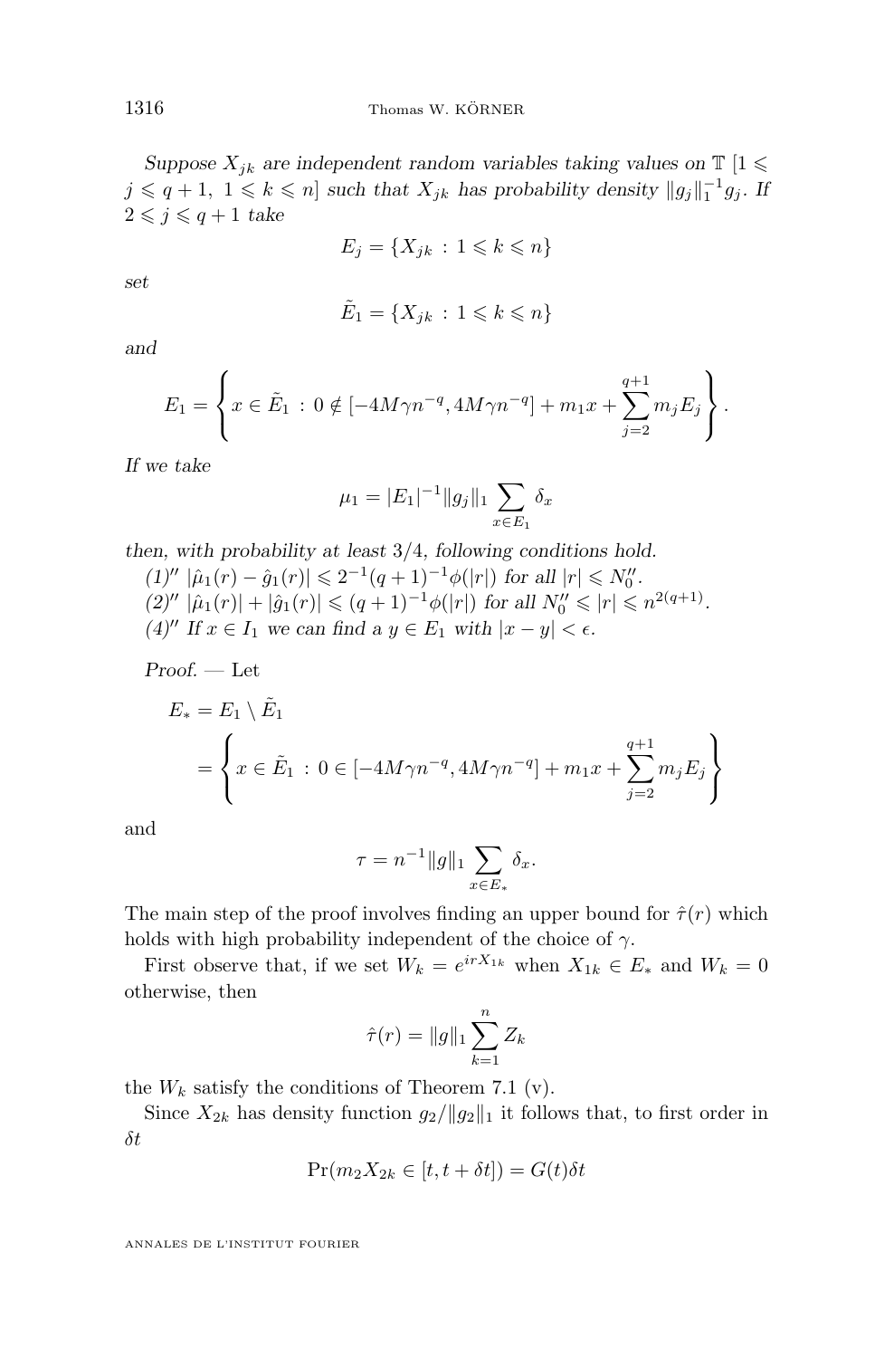*Suppose $X_{jk}$ are independent random variables taking values on $\mathbb{T}$ $[1 \leqslant j \leqslant q+1,\ 1 \leqslant k \leqslant n]$ such that $X_{jk}$ has probability density $\|g_j\|_1^{-1} g_j$. If $2 \leqslant j \leqslant q+1$ take*

$$E_j = \{X_{jk} \,:\, 1 \leqslant k \leqslant n\}$$

*set*

$$\tilde{E}_1 = \{X_{jk} \,:\, 1 \leqslant k \leqslant n\}$$

*and*

$$E_1 = \left\{ x \in \tilde{E}_1 \,:\, 0 \notin [-4M\gamma n^{-q}, 4M\gamma n^{-q}] + m_1 x + \sum_{j=2}^{q+1} m_j E_j \right\}.$$

*If we take*

$$\mu_1 = |E_1|^{-1} \|g_j\|_1 \sum_{x \in E_1} \delta_x$$

*then, with probability at least 3/4, following conditions hold.*

*(1)″ $|\hat{\mu}_1(r) - \hat{g}_1(r)| \leqslant 2^{-1}(q+1)^{-1}\phi(|r|)$ for all $|r| \leqslant N_0''$.*

*(2)″ $|\hat{\mu}_1(r)| + |\hat{g}_1(r)| \leqslant (q+1)^{-1}\phi(|r|)$ for all $N_0'' \leqslant |r| \leqslant n^{2(q+1)}$.*

*(4)″ If $x \in I_1$ we can find a $y \in E_1$ with $|x-y| < \epsilon$.*

*Proof.* — Let

$$\begin{aligned} E_* &= E_1 \setminus \tilde{E}_1 \\ &= \left\{ x \in \tilde{E}_1 \,:\, 0 \in [-4M\gamma n^{-q}, 4M\gamma n^{-q}] + m_1 x + \sum_{j=2}^{q+1} m_j E_j \right\} \end{aligned}$$

and

$$\tau = n^{-1} \|g\|_1 \sum_{x \in E_*} \delta_x.$$

The main step of the proof involves finding an upper bound for $\hat{\tau}(r)$ which holds with high probability independent of the choice of $\gamma$.

First observe that, if we set $W_k = e^{irX_{1k}}$ when $X_{1k} \in E_*$ and $W_k = 0$ otherwise, then

$$\hat{\tau}(r) = \|g\|_1 \sum_{k=1}^{n} Z_k$$

the $W_k$ satisfy the conditions of Theorem 7.1 (v).

Since $X_{2k}$ has density function $g_2/\|g_2\|_1$ it follows that, to first order in $\delta t$

$$\Pr(m_2 X_{2k} \in [t, t+\delta t]) = G(t)\delta t$$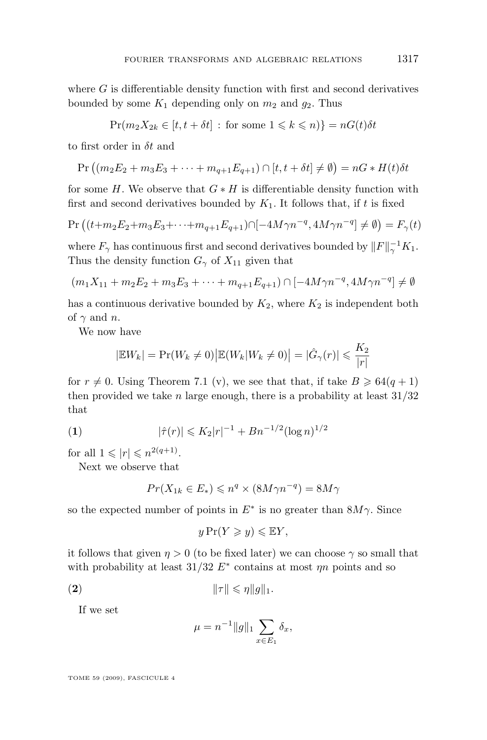where $G$ is differentiable density function with first and second derivatives bounded by some $K_1$ depending only on $m_2$ and $g_2$. Thus

$$\Pr(m_2 X_{2k} \in [t, t+\delta t] : \text{for some } 1 \leqslant k \leqslant n)\} = nG(t)\delta t$$

to first order in $\delta t$ and

$$\Pr\left((m_2E_2 + m_3E_3 + \cdots + m_{q+1}E_{q+1}) \cap [t, t+\delta t] \neq \emptyset\right) = nG * H(t)\delta t$$

for some $H$. We observe that $G * H$ is differentiable density function with first and second derivatives bounded by $K_1$. It follows that, if $t$ is fixed

$$\Pr\left((t+m_2E_2+m_3E_3+\cdots+m_{q+1}E_{q+1})\cap[-4M\gamma n^{-q}, 4M\gamma n^{-q}] \neq \emptyset\right) = F_\gamma(t)$$

where $F_\gamma$ has continuous first and second derivatives bounded by $\|F\|_\gamma^{-1}K_1$. Thus the density function $G_\gamma$ of $X_{11}$ given that

$$(m_1X_{11} + m_2E_2 + m_3E_3 + \cdots + m_{q+1}E_{q+1}) \cap [-4M\gamma n^{-q}, 4M\gamma n^{-q}] \neq \emptyset$$

has a continuous derivative bounded by $K_2$, where $K_2$ is independent both of $\gamma$ and $n$.

We now have

$$|\mathbb{E}W_k| = \Pr(W_k \neq 0)\big|\mathbb{E}(W_k | W_k \neq 0)\big| = |\hat{G}_\gamma(r)| \leqslant \frac{K_2}{|r|}$$

for $r \neq 0$. Using Theorem 7.1 (v), we see that that, if take $B \geqslant 64(q+1)$ then provided we take $n$ large enough, there is a probability at least $31/32$ that

$$|\hat{\tau}(r)| \leqslant K_2|r|^{-1} + Bn^{-1/2}(\log n)^{1/2} \tag{1}$$

for all $1 \leqslant |r| \leqslant n^{2(q+1)}$.

Next we observe that

$$Pr(X_{1k} \in E_*) \leqslant n^q \times (8M\gamma n^{-q}) = 8M\gamma$$

so the expected number of points in $E^*$ is no greater than $8M\gamma$. Since

$$y \Pr(Y \geqslant y) \leqslant \mathbb{E}Y,$$

it follows that given $\eta > 0$ (to be fixed later) we can choose $\gamma$ so small that with probability at least $31/32$ $E^*$ contains at most $\eta n$ points and so

$$\|\tau\| \leqslant \eta \|g\|_1. \tag{2}$$

If we set

$$\mu = n^{-1}\|g\|_1 \sum_{x \in E_1} \delta_x,$$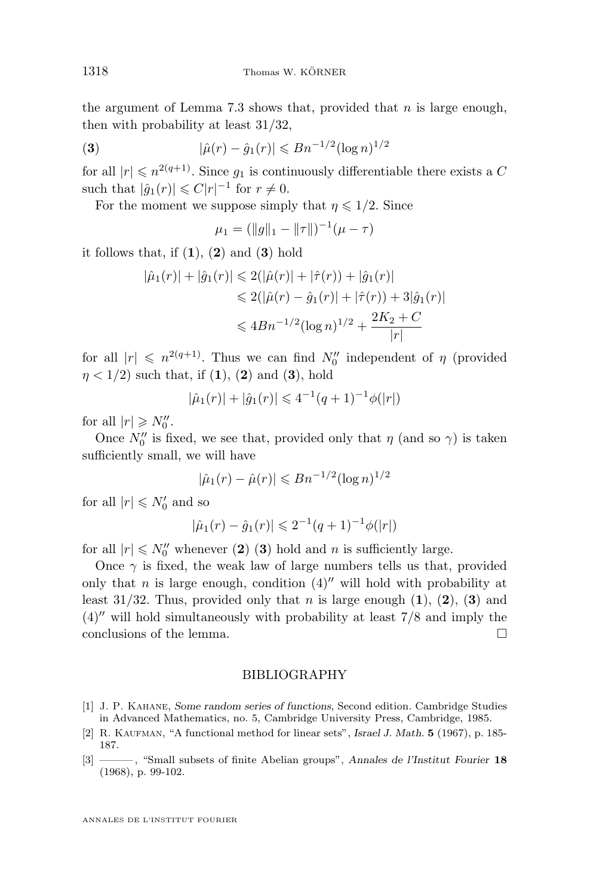the argument of Lemma 7.3 shows that, provided that $n$ is large enough, then with probability at least 31/32,

$$|\hat{\mu}(r) - \hat{g}_1(r)| \leqslant Bn^{-1/2}(\log n)^{1/2} \tag{3}$$

for all $|r| \leqslant n^{2(q+1)}$. Since $g_1$ is continuously differentiable there exists a $C$ such that $|\hat{g}_1(r)| \leqslant C|r|^{-1}$ for $r \neq 0$.

For the moment we suppose simply that $\eta \leqslant 1/2$. Since

$$\mu_1 = (\|g\|_1 - \|\tau\|)^{-1}(\mu - \tau)$$

it follows that, if (**1**), (**2**) and (**3**) hold

$$\begin{aligned}
|\hat{\mu}_1(r)| + |\hat{g}_1(r)| &\leqslant 2(|\hat{\mu}(r)| + |\hat{\tau}(r)) + |\hat{g}_1(r)| \\
&\leqslant 2(|\hat{\mu}(r) - \hat{g}_1(r)| + |\hat{\tau}(r)) + 3|\hat{g}_1(r)| \\
&\leqslant 4Bn^{-1/2}(\log n)^{1/2} + \frac{2K_2 + C}{|r|}
\end{aligned}$$

for all $|r| \leqslant n^{2(q+1)}$. Thus we can find $N_0''$ independent of $\eta$ (provided $\eta < 1/2$) such that, if (**1**), (**2**) and (**3**), hold

$$|\hat{\mu}_1(r)| + |\hat{g}_1(r)| \leqslant 4^{-1}(q+1)^{-1}\phi(|r|)$$

for all $|r| \geqslant N_0''$.

Once $N_0''$ is fixed, we see that, provided only that $\eta$ (and so $\gamma$) is taken sufficiently small, we will have

$$|\hat{\mu}_1(r) - \hat{\mu}(r)| \leqslant Bn^{-1/2}(\log n)^{1/2}$$

for all $|r| \leqslant N_0'$ and so

$$|\hat{\mu}_1(r) - \hat{g}_1(r)| \leqslant 2^{-1}(q+1)^{-1}\phi(|r|)$$

for all $|r| \leqslant N_0''$ whenever (**2**) (**3**) hold and $n$ is sufficiently large.

Once $\gamma$ is fixed, the weak law of large numbers tells us that, provided only that $n$ is large enough, condition $(4)''$ will hold with probability at least 31/32. Thus, provided only that $n$ is large enough (**1**), (**2**), (**3**) and $(4)''$ will hold simultaneously with probability at least 7/8 and imply the conclusions of the lemma. □

## BIBLIOGRAPHY

[1] J. P. Kahane, *Some random series of functions*, Second edition. Cambridge Studies in Advanced Mathematics, no. 5, Cambridge University Press, Cambridge, 1985.

[2] R. Kaufman, "A functional method for linear sets", *Israel J. Math.* **5** (1967), p. 185-187.

[3] ———, "Small subsets of finite Abelian groups", *Annales de l'Institut Fourier* **18** (1968), p. 99-102.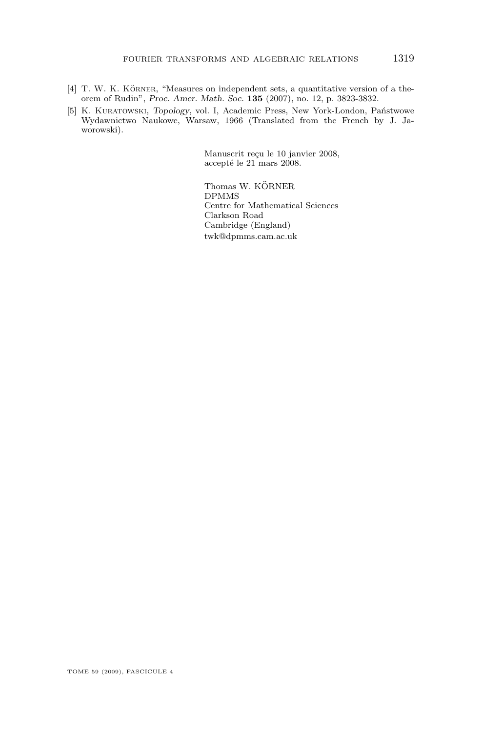[4] T. W. K. Körner, "Measures on independent sets, a quantitative version of a theorem of Rudin", *Proc. Amer. Math. Soc.* **135** (2007), no. 12, p. 3823-3832.

[5] K. Kuratowski, *Topology*, vol. I, Academic Press, New York-London, Państwowe Wydawnictwo Naukowe, Warsaw, 1966 (Translated from the French by J. Jaworowski).

Manuscrit reçu le 10 janvier 2008,
accepté le 21 mars 2008.

Thomas W. KÖRNER
DPMMS
Centre for Mathematical Sciences
Clarkson Road
Cambridge (England)
twk@dpmms.cam.ac.uk